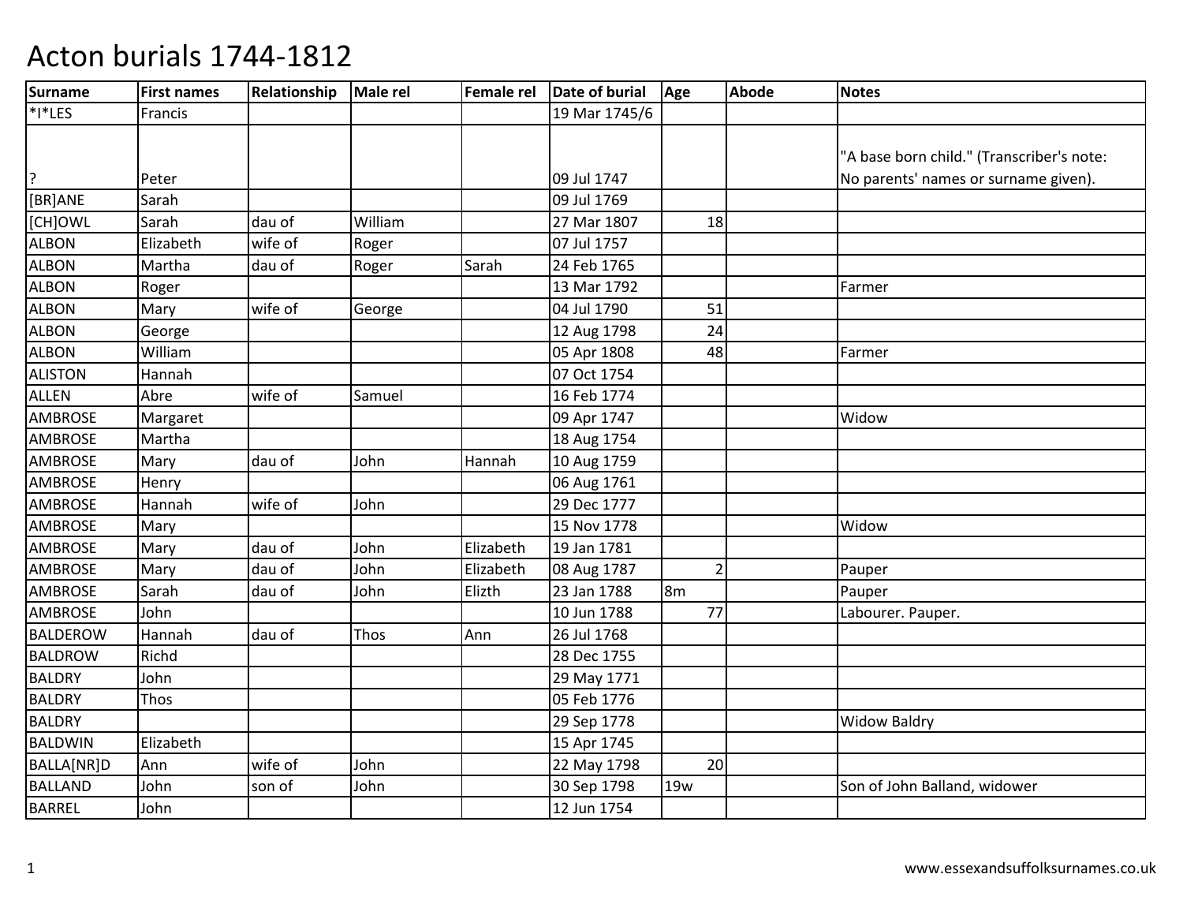# Acton burials 1744-1812

| Surname | First names | Relationship | Male rel | Female rel | Date of burial | Age | Abode | Notes |
|---|---|---|---|---|---|---|---|---|
| *I*LES | Francis | | | | 19 Mar 1745/6 | | | |
| ? | Peter | | | | 09 Jul 1747 | | | "A base born child." (Transcriber's note: No parents' names or surname given). |
| [BR]ANE | Sarah | | | | 09 Jul 1769 | | | |
| [CH]OWL | Sarah | dau of | William | | 27 Mar 1807 | 18 | | |
| ALBON | Elizabeth | wife of | Roger | | 07 Jul 1757 | | | |
| ALBON | Martha | dau of | Roger | Sarah | 24 Feb 1765 | | | |
| ALBON | Roger | | | | 13 Mar 1792 | | | Farmer |
| ALBON | Mary | wife of | George | | 04 Jul 1790 | 51 | | |
| ALBON | George | | | | 12 Aug 1798 | 24 | | |
| ALBON | William | | | | 05 Apr 1808 | 48 | | Farmer |
| ALISTON | Hannah | | | | 07 Oct 1754 | | | |
| ALLEN | Abre | wife of | Samuel | | 16 Feb 1774 | | | |
| AMBROSE | Margaret | | | | 09 Apr 1747 | | | Widow |
| AMBROSE | Martha | | | | 18 Aug 1754 | | | |
| AMBROSE | Mary | dau of | John | Hannah | 10 Aug 1759 | | | |
| AMBROSE | Henry | | | | 06 Aug 1761 | | | |
| AMBROSE | Hannah | wife of | John | | 29 Dec 1777 | | | |
| AMBROSE | Mary | | | | 15 Nov 1778 | | | Widow |
| AMBROSE | Mary | dau of | John | Elizabeth | 19 Jan 1781 | | | |
| AMBROSE | Mary | dau of | John | Elizabeth | 08 Aug 1787 | 2 | | Pauper |
| AMBROSE | Sarah | dau of | John | Elizth | 23 Jan 1788 | 8m | | Pauper |
| AMBROSE | John | | | | 10 Jun 1788 | 77 | | Labourer. Pauper. |
| BALDEROW | Hannah | dau of | Thos | Ann | 26 Jul 1768 | | | |
| BALDROW | Richd | | | | 28 Dec 1755 | | | |
| BALDRY | John | | | | 29 May 1771 | | | |
| BALDRY | Thos | | | | 05 Feb 1776 | | | |
| BALDRY | | | | | 29 Sep 1778 | | | Widow Baldry |
| BALDWIN | Elizabeth | | | | 15 Apr 1745 | | | |
| BALLA[NR]D | Ann | wife of | John | | 22 May 1798 | 20 | | |
| BALLAND | John | son of | John | | 30 Sep 1798 | 19w | | Son of John Balland, widower |
| BARREL | John | | | | 12 Jun 1754 | | | |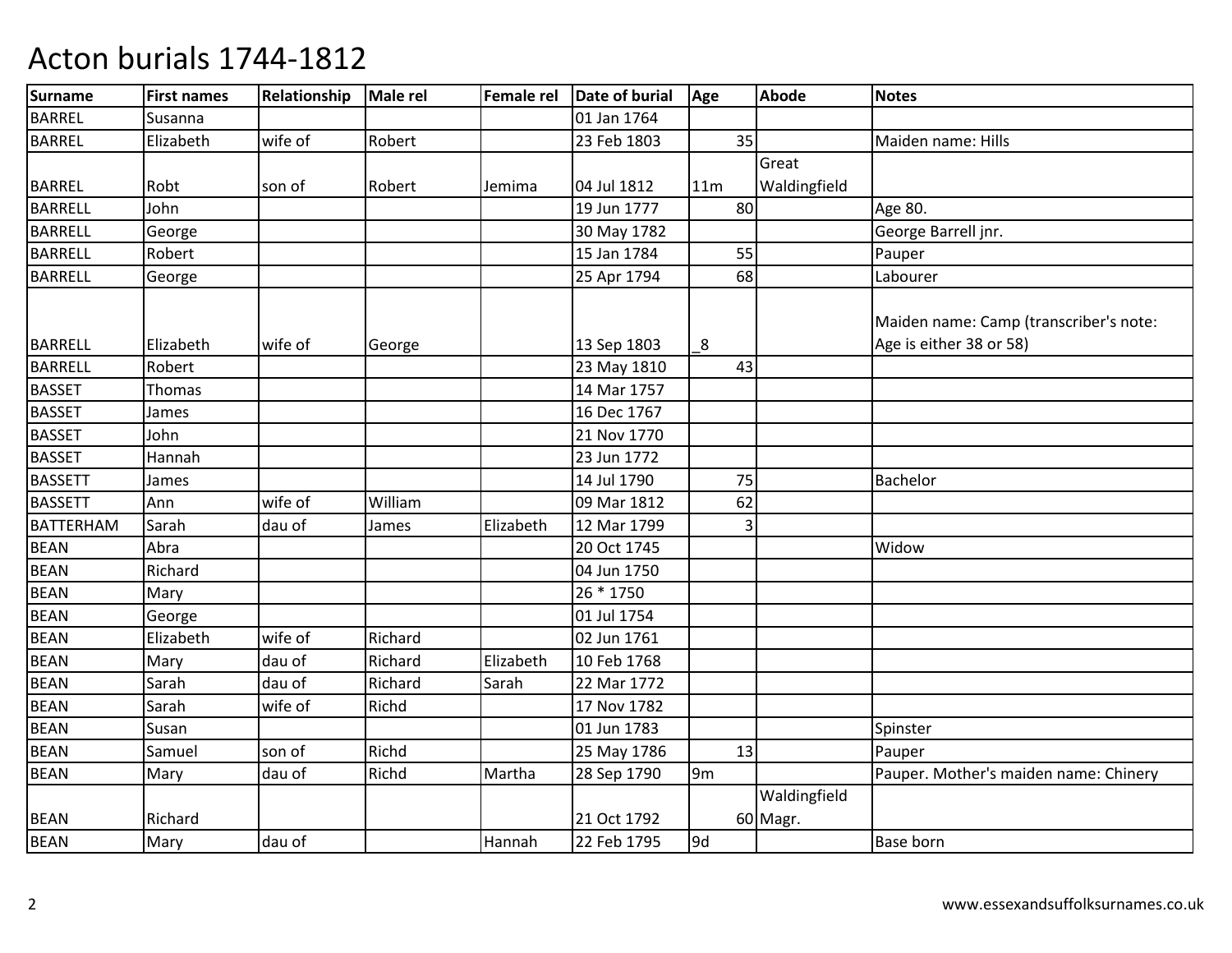# Acton burials 1744-1812

| Surname | First names | Relationship | Male rel | Female rel | Date of burial | Age | Abode | Notes |
|---|---|---|---|---|---|---|---|---|
| BARREL | Susanna | | | | 01 Jan 1764 | | | |
| BARREL | Elizabeth | wife of | Robert | | 23 Feb 1803 | 35 | | Maiden name: Hills |
| BARREL | Robt | son of | Robert | Jemima | 04 Jul 1812 | 11m | Great Waldingfield | |
| BARRELL | John | | | | 19 Jun 1777 | 80 | | Age 80. |
| BARRELL | George | | | | 30 May 1782 | | | George Barrell jnr. |
| BARRELL | Robert | | | | 15 Jan 1784 | 55 | | Pauper |
| BARRELL | George | | | | 25 Apr 1794 | 68 | | Labourer |
| BARRELL | Elizabeth | wife of | George | | 13 Sep 1803 | _8 | | Maiden name: Camp (transcriber's note: Age is either 38 or 58) |
| BARRELL | Robert | | | | 23 May 1810 | 43 | | |
| BASSET | Thomas | | | | 14 Mar 1757 | | | |
| BASSET | James | | | | 16 Dec 1767 | | | |
| BASSET | John | | | | 21 Nov 1770 | | | |
| BASSET | Hannah | | | | 23 Jun 1772 | | | |
| BASSETT | James | | | | 14 Jul 1790 | 75 | | Bachelor |
| BASSETT | Ann | wife of | William | | 09 Mar 1812 | 62 | | |
| BATTERHAM | Sarah | dau of | James | Elizabeth | 12 Mar 1799 | 3 | | |
| BEAN | Abra | | | | 20 Oct 1745 | | | Widow |
| BEAN | Richard | | | | 04 Jun 1750 | | | |
| BEAN | Mary | | | | 26 * 1750 | | | |
| BEAN | George | | | | 01 Jul 1754 | | | |
| BEAN | Elizabeth | wife of | Richard | | 02 Jun 1761 | | | |
| BEAN | Mary | dau of | Richard | Elizabeth | 10 Feb 1768 | | | |
| BEAN | Sarah | dau of | Richard | Sarah | 22 Mar 1772 | | | |
| BEAN | Sarah | wife of | Richd | | 17 Nov 1782 | | | |
| BEAN | Susan | | | | 01 Jun 1783 | | | Spinster |
| BEAN | Samuel | son of | Richd | | 25 May 1786 | 13 | | Pauper |
| BEAN | Mary | dau of | Richd | Martha | 28 Sep 1790 | 9m | | Pauper. Mother's maiden name: Chinery |
| BEAN | Richard | | | | 21 Oct 1792 | 60 | Waldingfield Magr. | |
| BEAN | Mary | dau of | | Hannah | 22 Feb 1795 | 9d | | Base born |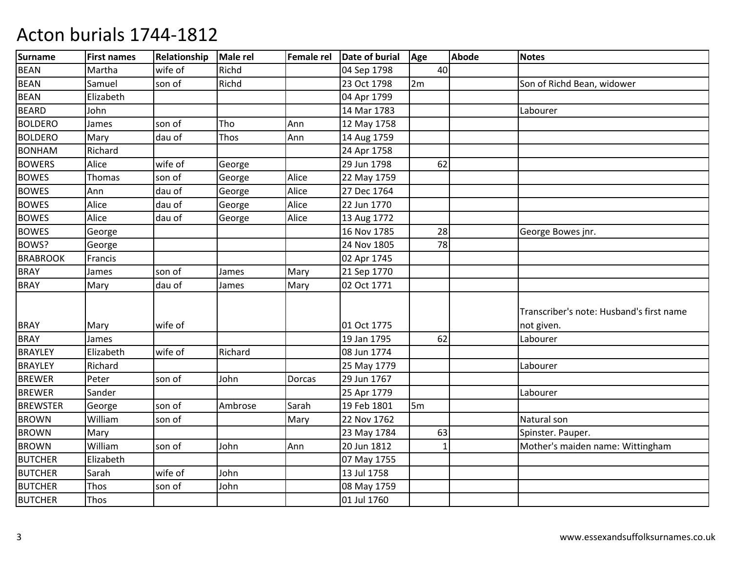# Acton burials 1744-1812

| Surname | First names | Relationship | Male rel | Female rel | Date of burial | Age | Abode | Notes |
|---|---|---|---|---|---|---|---|---|
| BEAN | Martha | wife of | Richd | | 04 Sep 1798 | 40 | | |
| BEAN | Samuel | son of | Richd | | 23 Oct 1798 | 2m | | Son of Richd Bean, widower |
| BEAN | Elizabeth | | | | 04 Apr 1799 | | | |
| BEARD | John | | | | 14 Mar 1783 | | | Labourer |
| BOLDERO | James | son of | Tho | Ann | 12 May 1758 | | | |
| BOLDERO | Mary | dau of | Thos | Ann | 14 Aug 1759 | | | |
| BONHAM | Richard | | | | 24 Apr 1758 | | | |
| BOWERS | Alice | wife of | George | | 29 Jun 1798 | 62 | | |
| BOWES | Thomas | son of | George | Alice | 22 May 1759 | | | |
| BOWES | Ann | dau of | George | Alice | 27 Dec 1764 | | | |
| BOWES | Alice | dau of | George | Alice | 22 Jun 1770 | | | |
| BOWES | Alice | dau of | George | Alice | 13 Aug 1772 | | | |
| BOWES | George | | | | 16 Nov 1785 | 28 | | George Bowes jnr. |
| BOWS? | George | | | | 24 Nov 1805 | 78 | | |
| BRABROOK | Francis | | | | 02 Apr 1745 | | | |
| BRAY | James | son of | James | Mary | 21 Sep 1770 | | | |
| BRAY | Mary | dau of | James | Mary | 02 Oct 1771 | | | |
| BRAY | Mary | wife of | | | 01 Oct 1775 | | | Transcriber's note: Husband's first name not given. |
| BRAY | James | | | | 19 Jan 1795 | 62 | | Labourer |
| BRAYLEY | Elizabeth | wife of | Richard | | 08 Jun 1774 | | | |
| BRAYLEY | Richard | | | | 25 May 1779 | | | Labourer |
| BREWER | Peter | son of | John | Dorcas | 29 Jun 1767 | | | |
| BREWER | Sander | | | | 25 Apr 1779 | | | Labourer |
| BREWSTER | George | son of | Ambrose | Sarah | 19 Feb 1801 | 5m | | |
| BROWN | William | son of | | Mary | 22 Nov 1762 | | | Natural son |
| BROWN | Mary | | | | 23 May 1784 | 63 | | Spinster. Pauper. |
| BROWN | William | son of | John | Ann | 20 Jun 1812 | 1 | | Mother's maiden name: Wittingham |
| BUTCHER | Elizabeth | | | | 07 May 1755 | | | |
| BUTCHER | Sarah | wife of | John | | 13 Jul 1758 | | | |
| BUTCHER | Thos | son of | John | | 08 May 1759 | | | |
| BUTCHER | Thos | | | | 01 Jul 1760 | | | |

www.essexandsuffolksurnames.co.uk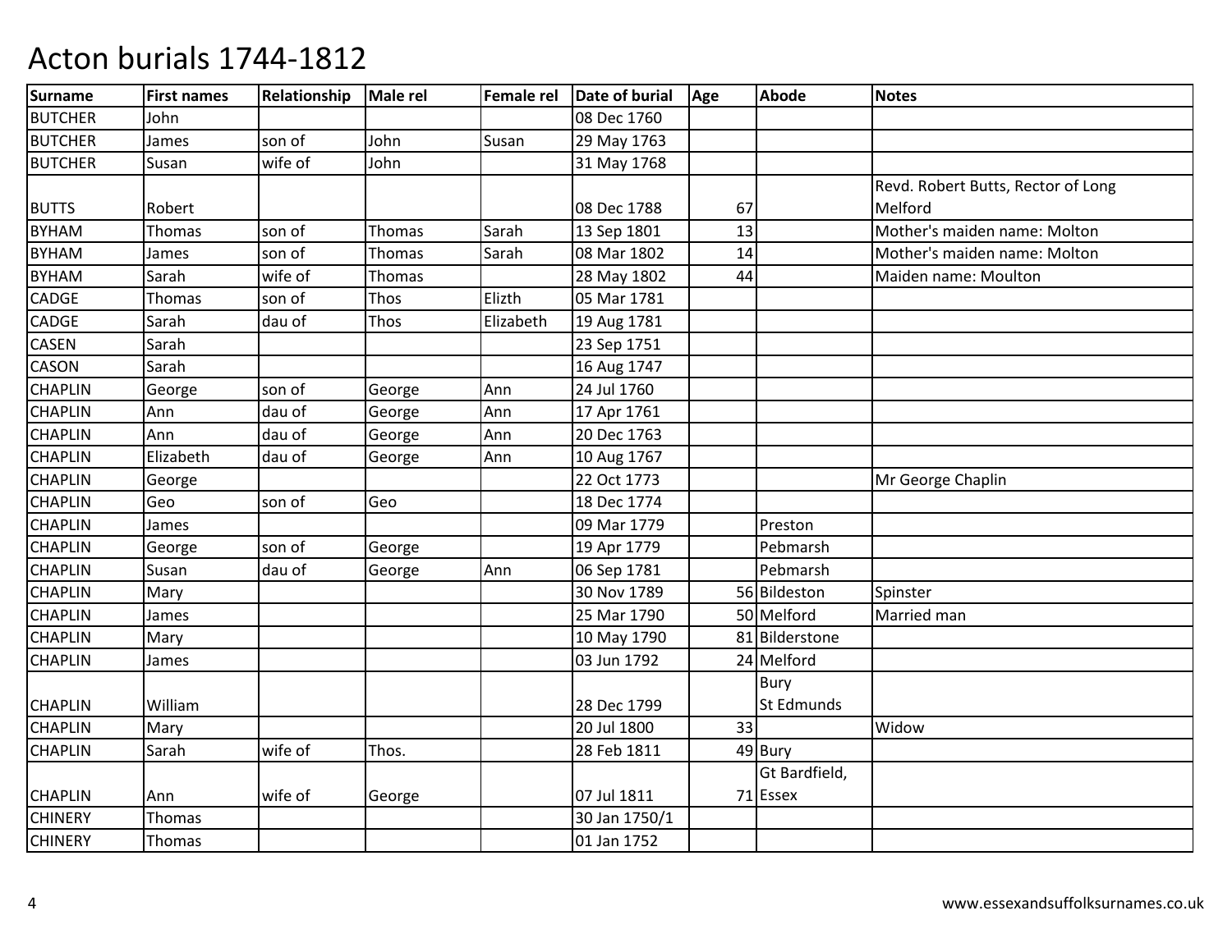# Acton burials 1744-1812

| Surname | First names | Relationship | Male rel | Female rel | Date of burial | Age | Abode | Notes |
|---|---|---|---|---|---|---|---|---|
| BUTCHER | John | | | | 08 Dec 1760 | | | |
| BUTCHER | James | son of | John | Susan | 29 May 1763 | | | |
| BUTCHER | Susan | wife of | John | | 31 May 1768 | | | |
| BUTTS | Robert | | | | 08 Dec 1788 | 67 | | Revd. Robert Butts, Rector of Long Melford |
| BYHAM | Thomas | son of | Thomas | Sarah | 13 Sep 1801 | 13 | | Mother's maiden name: Molton |
| BYHAM | James | son of | Thomas | Sarah | 08 Mar 1802 | 14 | | Mother's maiden name: Molton |
| BYHAM | Sarah | wife of | Thomas | | 28 May 1802 | 44 | | Maiden name: Moulton |
| CADGE | Thomas | son of | Thos | Elizth | 05 Mar 1781 | | | |
| CADGE | Sarah | dau of | Thos | Elizabeth | 19 Aug 1781 | | | |
| CASEN | Sarah | | | | 23 Sep 1751 | | | |
| CASON | Sarah | | | | 16 Aug 1747 | | | |
| CHAPLIN | George | son of | George | Ann | 24 Jul 1760 | | | |
| CHAPLIN | Ann | dau of | George | Ann | 17 Apr 1761 | | | |
| CHAPLIN | Ann | dau of | George | Ann | 20 Dec 1763 | | | |
| CHAPLIN | Elizabeth | dau of | George | Ann | 10 Aug 1767 | | | |
| CHAPLIN | George | | | | 22 Oct 1773 | | | Mr George Chaplin |
| CHAPLIN | Geo | son of | Geo | | 18 Dec 1774 | | | |
| CHAPLIN | James | | | | 09 Mar 1779 | | Preston | |
| CHAPLIN | George | son of | George | | 19 Apr 1779 | | Pebmarsh | |
| CHAPLIN | Susan | dau of | George | Ann | 06 Sep 1781 | | Pebmarsh | |
| CHAPLIN | Mary | | | | 30 Nov 1789 | 56 | Bildeston | Spinster |
| CHAPLIN | James | | | | 25 Mar 1790 | 50 | Melford | Married man |
| CHAPLIN | Mary | | | | 10 May 1790 | 81 | Bilderstone | |
| CHAPLIN | James | | | | 03 Jun 1792 | 24 | Melford | |
| CHAPLIN | William | | | | 28 Dec 1799 | | Bury St Edmunds | |
| CHAPLIN | Mary | | | | 20 Jul 1800 | 33 | | Widow |
| CHAPLIN | Sarah | wife of | Thos. | | 28 Feb 1811 | 49 | Bury | |
| CHAPLIN | Ann | wife of | George | | 07 Jul 1811 | 71 | Gt Bardfield, Essex | |
| CHINERY | Thomas | | | | 30 Jan 1750/1 | | | |
| CHINERY | Thomas | | | | 01 Jan 1752 | | | |

www.essexandsuffolksurnames.co.uk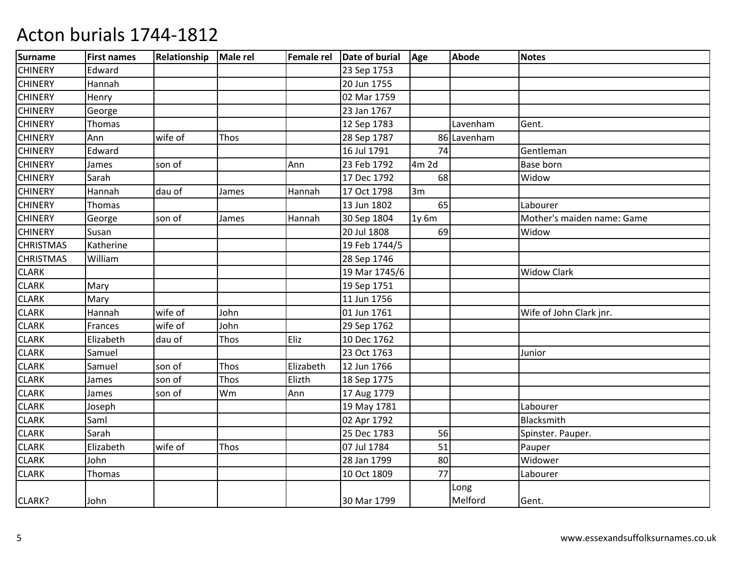# Acton burials 1744-1812

| Surname | First names | Relationship | Male rel | Female rel | Date of burial | Age | Abode | Notes |
|---|---|---|---|---|---|---|---|---|
| CHINERY | Edward | | | | 23 Sep 1753 | | | |
| CHINERY | Hannah | | | | 20 Jun 1755 | | | |
| CHINERY | Henry | | | | 02 Mar 1759 | | | |
| CHINERY | George | | | | 23 Jan 1767 | | | |
| CHINERY | Thomas | | | | 12 Sep 1783 | | Lavenham | Gent. |
| CHINERY | Ann | wife of | Thos | | 28 Sep 1787 | 86 | Lavenham | |
| CHINERY | Edward | | | | 16 Jul 1791 | 74 | | Gentleman |
| CHINERY | James | son of | | Ann | 23 Feb 1792 | 4m 2d | | Base born |
| CHINERY | Sarah | | | | 17 Dec 1792 | 68 | | Widow |
| CHINERY | Hannah | dau of | James | Hannah | 17 Oct 1798 | 3m | | |
| CHINERY | Thomas | | | | 13 Jun 1802 | 65 | | Labourer |
| CHINERY | George | son of | James | Hannah | 30 Sep 1804 | 1y 6m | | Mother's maiden name: Game |
| CHINERY | Susan | | | | 20 Jul 1808 | 69 | | Widow |
| CHRISTMAS | Katherine | | | | 19 Feb 1744/5 | | | |
| CHRISTMAS | William | | | | 28 Sep 1746 | | | |
| CLARK | | | | | 19 Mar 1745/6 | | | Widow Clark |
| CLARK | Mary | | | | 19 Sep 1751 | | | |
| CLARK | Mary | | | | 11 Jun 1756 | | | |
| CLARK | Hannah | wife of | John | | 01 Jun 1761 | | | Wife of John Clark jnr. |
| CLARK | Frances | wife of | John | | 29 Sep 1762 | | | |
| CLARK | Elizabeth | dau of | Thos | Eliz | 10 Dec 1762 | | | |
| CLARK | Samuel | | | | 23 Oct 1763 | | | Junior |
| CLARK | Samuel | son of | Thos | Elizabeth | 12 Jun 1766 | | | |
| CLARK | James | son of | Thos | Elizth | 18 Sep 1775 | | | |
| CLARK | James | son of | Wm | Ann | 17 Aug 1779 | | | |
| CLARK | Joseph | | | | 19 May 1781 | | | Labourer |
| CLARK | Saml | | | | 02 Apr 1792 | | | Blacksmith |
| CLARK | Sarah | | | | 25 Dec 1783 | 56 | | Spinster. Pauper. |
| CLARK | Elizabeth | wife of | Thos | | 07 Jul 1784 | 51 | | Pauper |
| CLARK | John | | | | 28 Jan 1799 | 80 | | Widower |
| CLARK | Thomas | | | | 10 Oct 1809 | 77 | | Labourer |
| CLARK? | John | | | | 30 Mar 1799 | | Long Melford | Gent. |

www.essexandsuffolksurnames.co.uk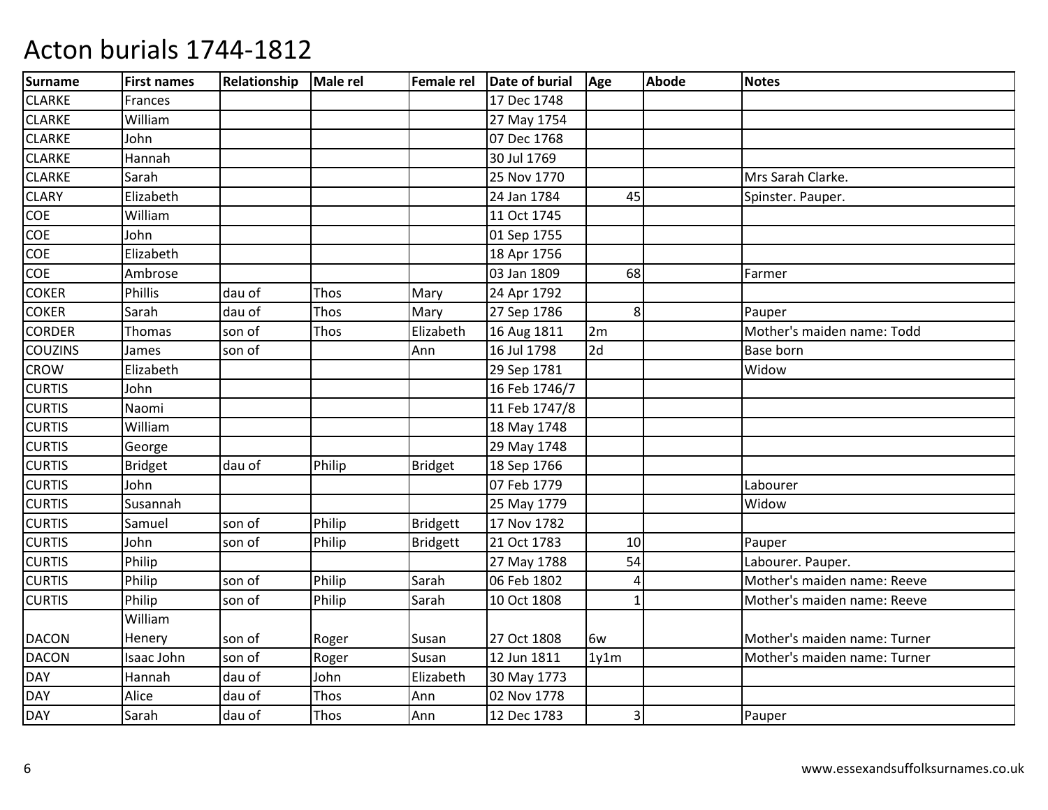# Acton burials 1744-1812

| Surname | First names | Relationship | Male rel | Female rel | Date of burial | Age | Abode | Notes |
|---|---|---|---|---|---|---|---|---|
| CLARKE | Frances | | | | 17 Dec 1748 | | | |
| CLARKE | William | | | | 27 May 1754 | | | |
| CLARKE | John | | | | 07 Dec 1768 | | | |
| CLARKE | Hannah | | | | 30 Jul 1769 | | | |
| CLARKE | Sarah | | | | 25 Nov 1770 | | | Mrs Sarah Clarke. |
| CLARY | Elizabeth | | | | 24 Jan 1784 | 45 | | Spinster. Pauper. |
| COE | William | | | | 11 Oct 1745 | | | |
| COE | John | | | | 01 Sep 1755 | | | |
| COE | Elizabeth | | | | 18 Apr 1756 | | | |
| COE | Ambrose | | | | 03 Jan 1809 | 68 | | Farmer |
| COKER | Phillis | dau of | Thos | Mary | 24 Apr 1792 | | | |
| COKER | Sarah | dau of | Thos | Mary | 27 Sep 1786 | 8 | | Pauper |
| CORDER | Thomas | son of | Thos | Elizabeth | 16 Aug 1811 | 2m | | Mother's maiden name: Todd |
| COUZINS | James | son of | | Ann | 16 Jul 1798 | 2d | | Base born |
| CROW | Elizabeth | | | | 29 Sep 1781 | | | Widow |
| CURTIS | John | | | | 16 Feb 1746/7 | | | |
| CURTIS | Naomi | | | | 11 Feb 1747/8 | | | |
| CURTIS | William | | | | 18 May 1748 | | | |
| CURTIS | George | | | | 29 May 1748 | | | |
| CURTIS | Bridget | dau of | Philip | Bridget | 18 Sep 1766 | | | |
| CURTIS | John | | | | 07 Feb 1779 | | | Labourer |
| CURTIS | Susannah | | | | 25 May 1779 | | | Widow |
| CURTIS | Samuel | son of | Philip | Bridgett | 17 Nov 1782 | | | |
| CURTIS | John | son of | Philip | Bridgett | 21 Oct 1783 | 10 | | Pauper |
| CURTIS | Philip | | | | 27 May 1788 | 54 | | Labourer. Pauper. |
| CURTIS | Philip | son of | Philip | Sarah | 06 Feb 1802 | 4 | | Mother's maiden name: Reeve |
| CURTIS | Philip | son of | Philip | Sarah | 10 Oct 1808 | 1 | | Mother's maiden name: Reeve |
| DACON | William Henery | son of | Roger | Susan | 27 Oct 1808 | 6w | | Mother's maiden name: Turner |
| DACON | Isaac John | son of | Roger | Susan | 12 Jun 1811 | 1y1m | | Mother's maiden name: Turner |
| DAY | Hannah | dau of | John | Elizabeth | 30 May 1773 | | | |
| DAY | Alice | dau of | Thos | Ann | 02 Nov 1778 | | | |
| DAY | Sarah | dau of | Thos | Ann | 12 Dec 1783 | 3 | | Pauper |

www.essexandsuffolksurnames.co.uk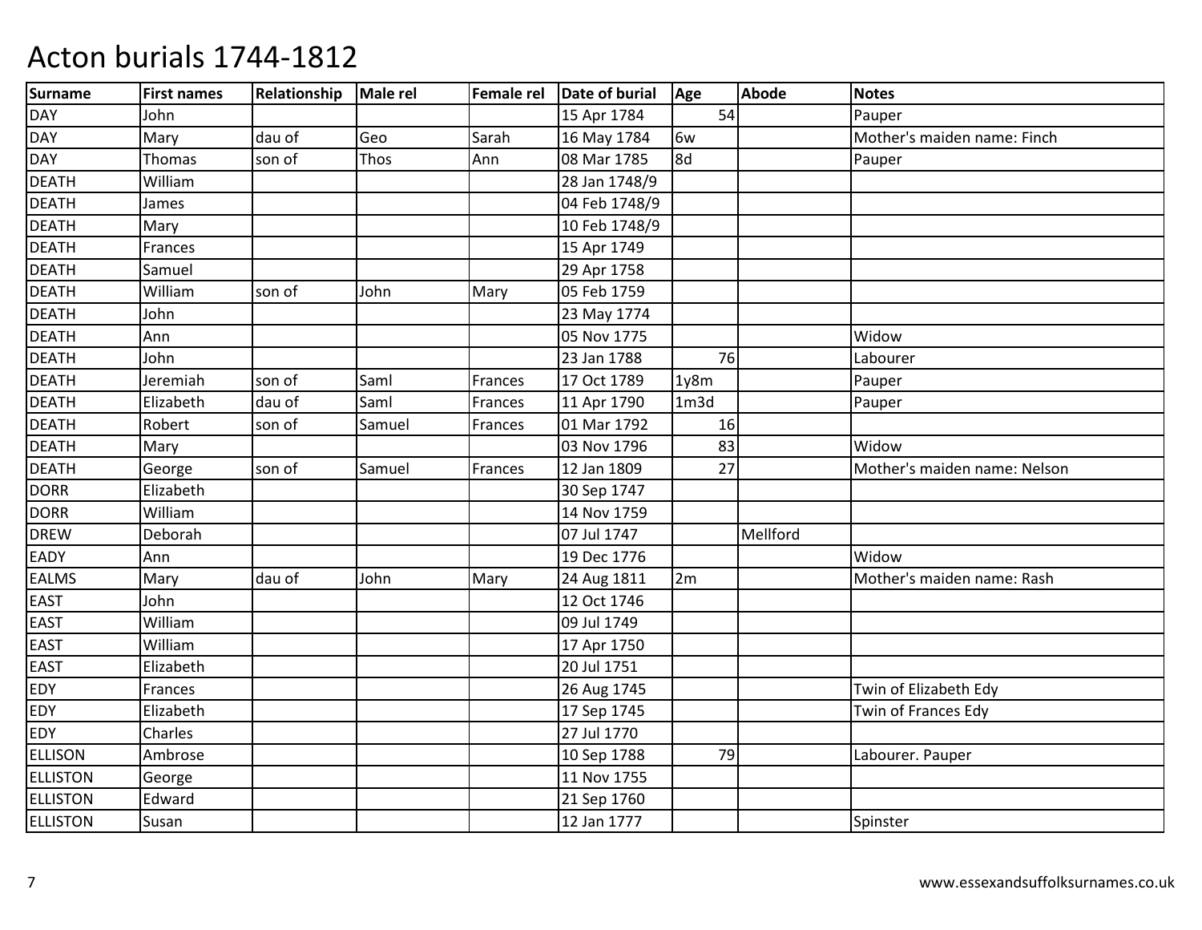# Acton burials 1744-1812

| Surname | First names | Relationship | Male rel | Female rel | Date of burial | Age | Abode | Notes |
|---|---|---|---|---|---|---|---|---|
| DAY | John | | | | 15 Apr 1784 | 54 | | Pauper |
| DAY | Mary | dau of | Geo | Sarah | 16 May 1784 | 6w | | Mother's maiden name: Finch |
| DAY | Thomas | son of | Thos | Ann | 08 Mar 1785 | 8d | | Pauper |
| DEATH | William | | | | 28 Jan 1748/9 | | | |
| DEATH | James | | | | 04 Feb 1748/9 | | | |
| DEATH | Mary | | | | 10 Feb 1748/9 | | | |
| DEATH | Frances | | | | 15 Apr 1749 | | | |
| DEATH | Samuel | | | | 29 Apr 1758 | | | |
| DEATH | William | son of | John | Mary | 05 Feb 1759 | | | |
| DEATH | John | | | | 23 May 1774 | | | |
| DEATH | Ann | | | | 05 Nov 1775 | | | Widow |
| DEATH | John | | | | 23 Jan 1788 | 76 | | Labourer |
| DEATH | Jeremiah | son of | Saml | Frances | 17 Oct 1789 | 1y8m | | Pauper |
| DEATH | Elizabeth | dau of | Saml | Frances | 11 Apr 1790 | 1m3d | | Pauper |
| DEATH | Robert | son of | Samuel | Frances | 01 Mar 1792 | 16 | | |
| DEATH | Mary | | | | 03 Nov 1796 | 83 | | Widow |
| DEATH | George | son of | Samuel | Frances | 12 Jan 1809 | 27 | | Mother's maiden name: Nelson |
| DORR | Elizabeth | | | | 30 Sep 1747 | | | |
| DORR | William | | | | 14 Nov 1759 | | | |
| DREW | Deborah | | | | 07 Jul 1747 | | Mellford | |
| EADY | Ann | | | | 19 Dec 1776 | | | Widow |
| EALMS | Mary | dau of | John | Mary | 24 Aug 1811 | 2m | | Mother's maiden name: Rash |
| EAST | John | | | | 12 Oct 1746 | | | |
| EAST | William | | | | 09 Jul 1749 | | | |
| EAST | William | | | | 17 Apr 1750 | | | |
| EAST | Elizabeth | | | | 20 Jul 1751 | | | |
| EDY | Frances | | | | 26 Aug 1745 | | | Twin of Elizabeth Edy |
| EDY | Elizabeth | | | | 17 Sep 1745 | | | Twin of Frances Edy |
| EDY | Charles | | | | 27 Jul 1770 | | | |
| ELLISON | Ambrose | | | | 10 Sep 1788 | 79 | | Labourer. Pauper |
| ELLISTON | George | | | | 11 Nov 1755 | | | |
| ELLISTON | Edward | | | | 21 Sep 1760 | | | |
| ELLISTON | Susan | | | | 12 Jan 1777 | | | Spinster |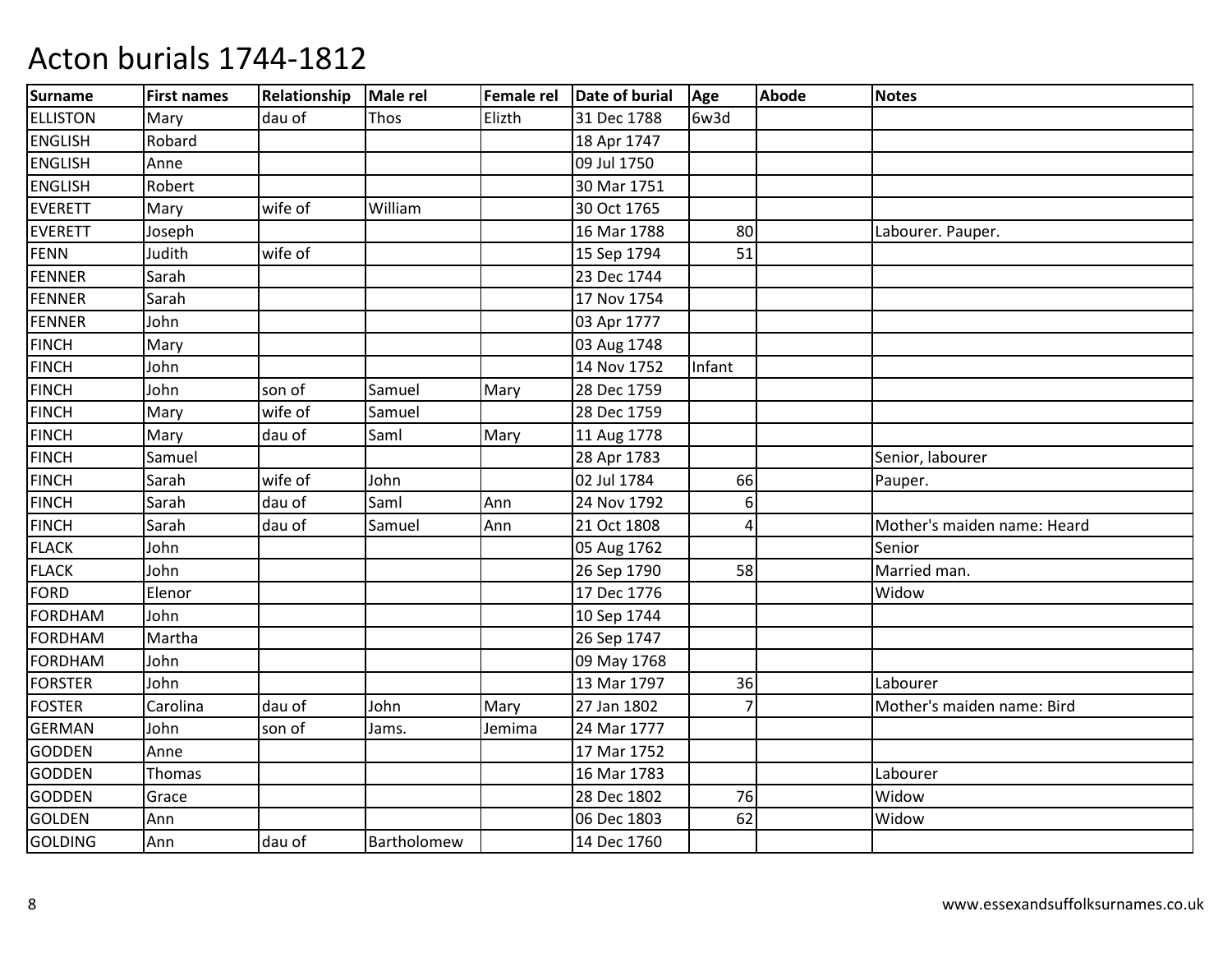# Acton burials 1744-1812

| Surname | First names | Relationship | Male rel | Female rel | Date of burial | Age | Abode | Notes |
|---|---|---|---|---|---|---|---|---|
| ELLISTON | Mary | dau of | Thos | Elizth | 31 Dec 1788 | 6w3d | | |
| ENGLISH | Robard | | | | 18 Apr 1747 | | | |
| ENGLISH | Anne | | | | 09 Jul 1750 | | | |
| ENGLISH | Robert | | | | 30 Mar 1751 | | | |
| EVERETT | Mary | wife of | William | | 30 Oct 1765 | | | |
| EVERETT | Joseph | | | | 16 Mar 1788 | 80 | | Labourer. Pauper. |
| FENN | Judith | wife of | | | 15 Sep 1794 | 51 | | |
| FENNER | Sarah | | | | 23 Dec 1744 | | | |
| FENNER | Sarah | | | | 17 Nov 1754 | | | |
| FENNER | John | | | | 03 Apr 1777 | | | |
| FINCH | Mary | | | | 03 Aug 1748 | | | |
| FINCH | John | | | | 14 Nov 1752 | Infant | | |
| FINCH | John | son of | Samuel | Mary | 28 Dec 1759 | | | |
| FINCH | Mary | wife of | Samuel | | 28 Dec 1759 | | | |
| FINCH | Mary | dau of | Saml | Mary | 11 Aug 1778 | | | |
| FINCH | Samuel | | | | 28 Apr 1783 | | | Senior, labourer |
| FINCH | Sarah | wife of | John | | 02 Jul 1784 | 66 | | Pauper. |
| FINCH | Sarah | dau of | Saml | Ann | 24 Nov 1792 | 6 | | |
| FINCH | Sarah | dau of | Samuel | Ann | 21 Oct 1808 | 4 | | Mother's maiden name: Heard |
| FLACK | John | | | | 05 Aug 1762 | | | Senior |
| FLACK | John | | | | 26 Sep 1790 | 58 | | Married man. |
| FORD | Elenor | | | | 17 Dec 1776 | | | Widow |
| FORDHAM | John | | | | 10 Sep 1744 | | | |
| FORDHAM | Martha | | | | 26 Sep 1747 | | | |
| FORDHAM | John | | | | 09 May 1768 | | | |
| FORSTER | John | | | | 13 Mar 1797 | 36 | | Labourer |
| FOSTER | Carolina | dau of | John | Mary | 27 Jan 1802 | 7 | | Mother's maiden name: Bird |
| GERMAN | John | son of | Jams. | Jemima | 24 Mar 1777 | | | |
| GODDEN | Anne | | | | 17 Mar 1752 | | | |
| GODDEN | Thomas | | | | 16 Mar 1783 | | | Labourer |
| GODDEN | Grace | | | | 28 Dec 1802 | 76 | | Widow |
| GOLDEN | Ann | | | | 06 Dec 1803 | 62 | | Widow |
| GOLDING | Ann | dau of | Bartholomew | | 14 Dec 1760 | | | |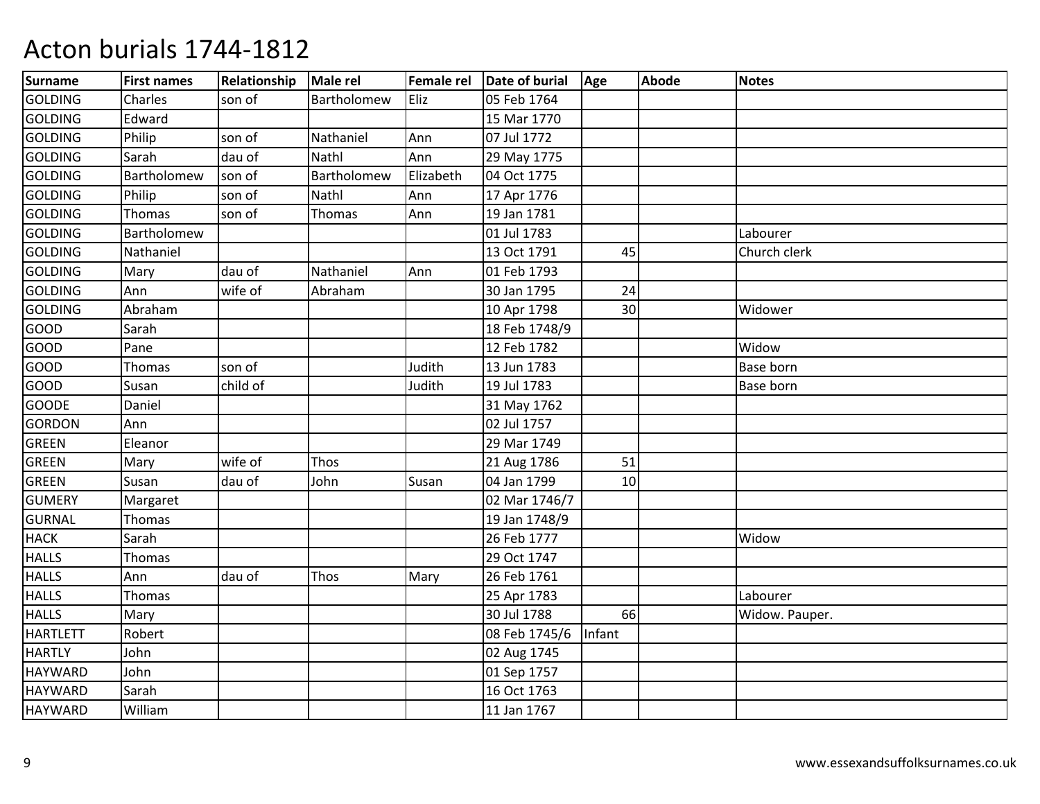# Acton burials 1744-1812

| Surname | First names | Relationship | Male rel | Female rel | Date of burial | Age | Abode | Notes |
|---|---|---|---|---|---|---|---|---|
| GOLDING | Charles | son of | Bartholomew | Eliz | 05 Feb 1764 | | | |
| GOLDING | Edward | | | | 15 Mar 1770 | | | |
| GOLDING | Philip | son of | Nathaniel | Ann | 07 Jul 1772 | | | |
| GOLDING | Sarah | dau of | Nathl | Ann | 29 May 1775 | | | |
| GOLDING | Bartholomew | son of | Bartholomew | Elizabeth | 04 Oct 1775 | | | |
| GOLDING | Philip | son of | Nathl | Ann | 17 Apr 1776 | | | |
| GOLDING | Thomas | son of | Thomas | Ann | 19 Jan 1781 | | | |
| GOLDING | Bartholomew | | | | 01 Jul 1783 | | | Labourer |
| GOLDING | Nathaniel | | | | 13 Oct 1791 | 45 | | Church clerk |
| GOLDING | Mary | dau of | Nathaniel | Ann | 01 Feb 1793 | | | |
| GOLDING | Ann | wife of | Abraham | | 30 Jan 1795 | 24 | | |
| GOLDING | Abraham | | | | 10 Apr 1798 | 30 | | Widower |
| GOOD | Sarah | | | | 18 Feb 1748/9 | | | |
| GOOD | Pane | | | | 12 Feb 1782 | | | Widow |
| GOOD | Thomas | son of | | Judith | 13 Jun 1783 | | | Base born |
| GOOD | Susan | child of | | Judith | 19 Jul 1783 | | | Base born |
| GOODE | Daniel | | | | 31 May 1762 | | | |
| GORDON | Ann | | | | 02 Jul 1757 | | | |
| GREEN | Eleanor | | | | 29 Mar 1749 | | | |
| GREEN | Mary | wife of | Thos | | 21 Aug 1786 | 51 | | |
| GREEN | Susan | dau of | John | Susan | 04 Jan 1799 | 10 | | |
| GUMERY | Margaret | | | | 02 Mar 1746/7 | | | |
| GURNAL | Thomas | | | | 19 Jan 1748/9 | | | |
| HACK | Sarah | | | | 26 Feb 1777 | | | Widow |
| HALLS | Thomas | | | | 29 Oct 1747 | | | |
| HALLS | Ann | dau of | Thos | Mary | 26 Feb 1761 | | | |
| HALLS | Thomas | | | | 25 Apr 1783 | | | Labourer |
| HALLS | Mary | | | | 30 Jul 1788 | 66 | | Widow. Pauper. |
| HARTLETT | Robert | | | | 08 Feb 1745/6 | Infant | | |
| HARTLY | John | | | | 02 Aug 1745 | | | |
| HAYWARD | John | | | | 01 Sep 1757 | | | |
| HAYWARD | Sarah | | | | 16 Oct 1763 | | | |
| HAYWARD | William | | | | 11 Jan 1767 | | | |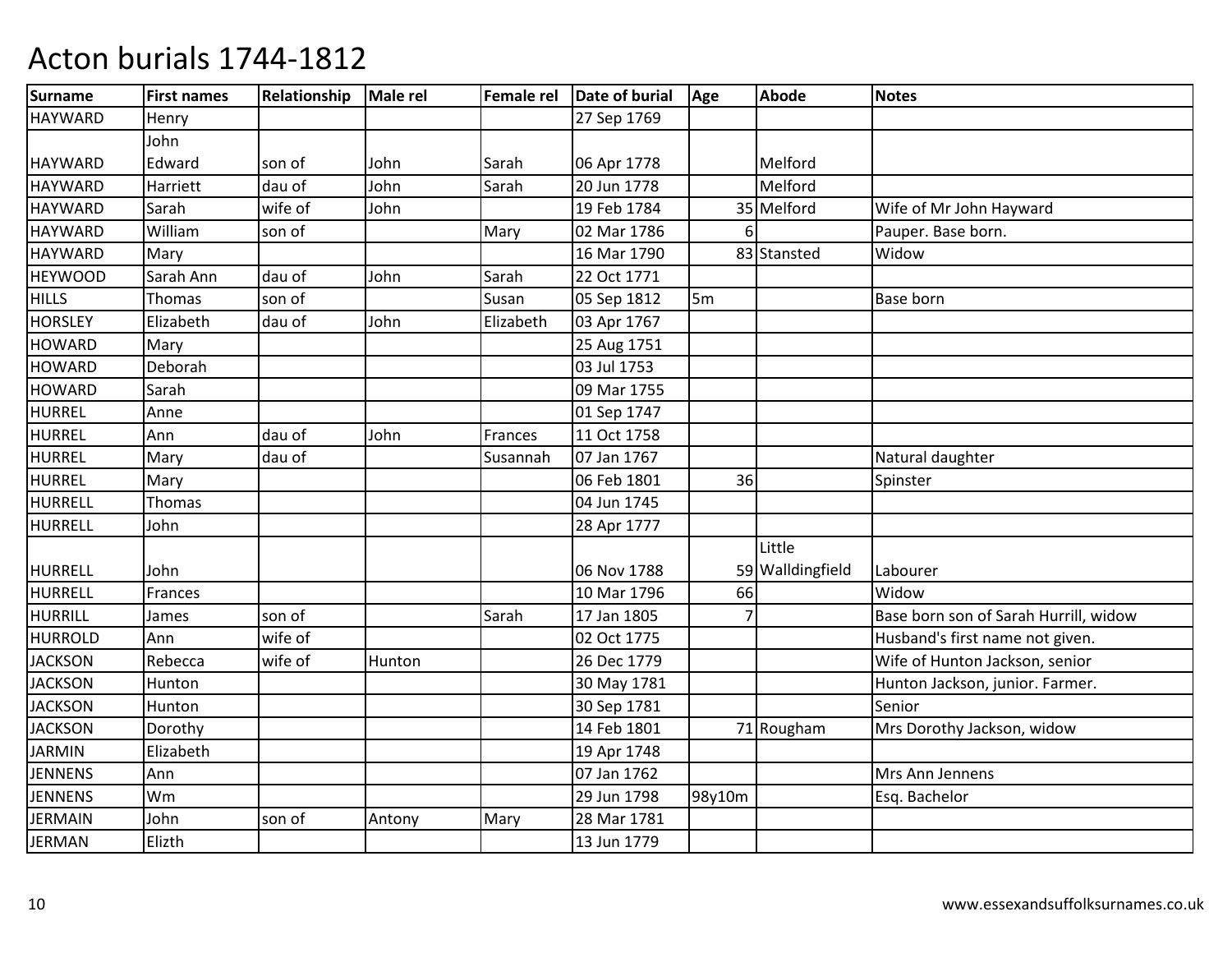# Acton burials 1744-1812

| Surname | First names | Relationship | Male rel | Female rel | Date of burial | Age | Abode | Notes |
|---|---|---|---|---|---|---|---|---|
| HAYWARD | Henry | | | | 27 Sep 1769 | | | |
| HAYWARD | John Edward | son of | John | Sarah | 06 Apr 1778 | | Melford | |
| HAYWARD | Harriett | dau of | John | Sarah | 20 Jun 1778 | | Melford | |
| HAYWARD | Sarah | wife of | John | | 19 Feb 1784 | 35 | Melford | Wife of Mr John Hayward |
| HAYWARD | William | son of | | Mary | 02 Mar 1786 | 6 | | Pauper. Base born. |
| HAYWARD | Mary | | | | 16 Mar 1790 | 83 | Stansted | Widow |
| HEYWOOD | Sarah Ann | dau of | John | Sarah | 22 Oct 1771 | | | |
| HILLS | Thomas | son of | | Susan | 05 Sep 1812 | 5m | | Base born |
| HORSLEY | Elizabeth | dau of | John | Elizabeth | 03 Apr 1767 | | | |
| HOWARD | Mary | | | | 25 Aug 1751 | | | |
| HOWARD | Deborah | | | | 03 Jul 1753 | | | |
| HOWARD | Sarah | | | | 09 Mar 1755 | | | |
| HURREL | Anne | | | | 01 Sep 1747 | | | |
| HURREL | Ann | dau of | John | Frances | 11 Oct 1758 | | | |
| HURREL | Mary | dau of | | Susannah | 07 Jan 1767 | | | Natural daughter |
| HURREL | Mary | | | | 06 Feb 1801 | 36 | | Spinster |
| HURRELL | Thomas | | | | 04 Jun 1745 | | | |
| HURRELL | John | | | | 28 Apr 1777 | | | |
| HURRELL | John | | | | 06 Nov 1788 | 59 | Little Walldingfield | Labourer |
| HURRELL | Frances | | | | 10 Mar 1796 | 66 | | Widow |
| HURRILL | James | son of | | Sarah | 17 Jan 1805 | 7 | | Base born son of Sarah Hurrill, widow |
| HURROLD | Ann | wife of | | | 02 Oct 1775 | | | Husband's first name not given. |
| JACKSON | Rebecca | wife of | Hunton | | 26 Dec 1779 | | | Wife of Hunton Jackson, senior |
| JACKSON | Hunton | | | | 30 May 1781 | | | Hunton Jackson, junior. Farmer. |
| JACKSON | Hunton | | | | 30 Sep 1781 | | | Senior |
| JACKSON | Dorothy | | | | 14 Feb 1801 | 71 | Rougham | Mrs Dorothy Jackson, widow |
| JARMIN | Elizabeth | | | | 19 Apr 1748 | | | |
| JENNENS | Ann | | | | 07 Jan 1762 | | | Mrs Ann Jennens |
| JENNENS | Wm | | | | 29 Jun 1798 | 98y10m | | Esq. Bachelor |
| JERMAIN | John | son of | Antony | Mary | 28 Mar 1781 | | | |
| JERMAN | Elizth | | | | 13 Jun 1779 | | | |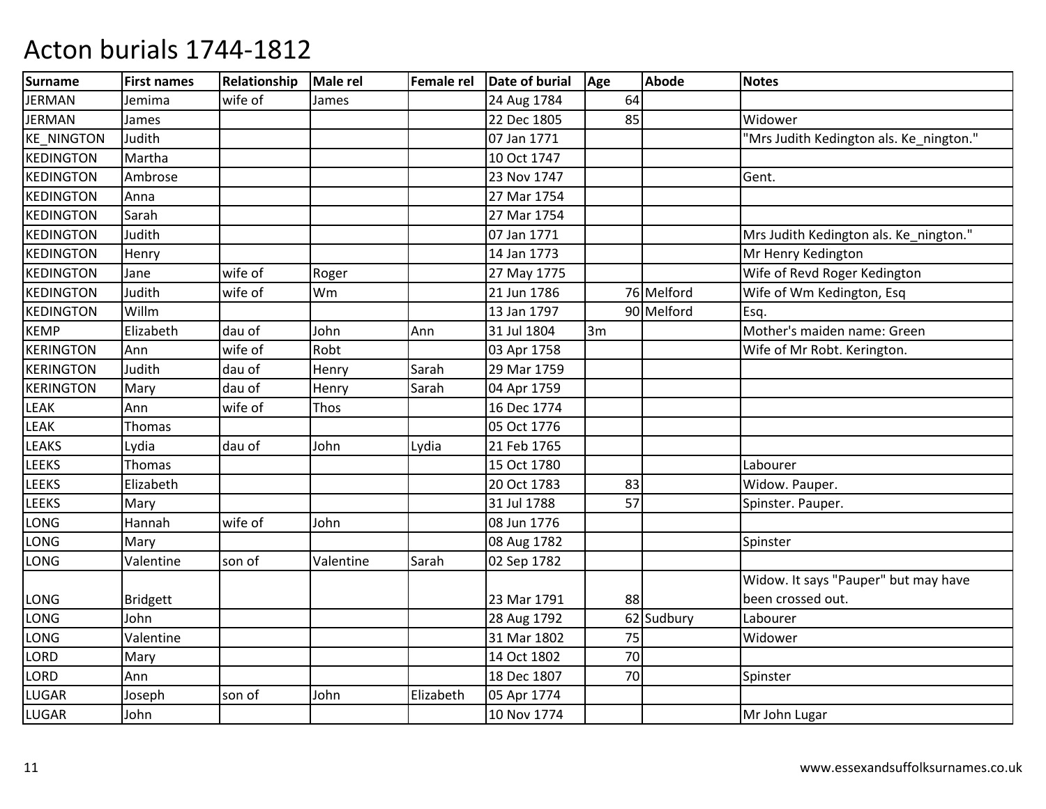# Acton burials 1744-1812

| Surname | First names | Relationship | Male rel | Female rel | Date of burial | Age | Abode | Notes |
|---|---|---|---|---|---|---|---|---|
| JERMAN | Jemima | wife of | James | | 24 Aug 1784 | 64 | | |
| JERMAN | James | | | | 22 Dec 1805 | 85 | | Widower |
| KE_NINGTON | Judith | | | | 07 Jan 1771 | | | "Mrs Judith Kedington als. Ke_nington." |
| KEDINGTON | Martha | | | | 10 Oct 1747 | | | |
| KEDINGTON | Ambrose | | | | 23 Nov 1747 | | | Gent. |
| KEDINGTON | Anna | | | | 27 Mar 1754 | | | |
| KEDINGTON | Sarah | | | | 27 Mar 1754 | | | |
| KEDINGTON | Judith | | | | 07 Jan 1771 | | | Mrs Judith Kedington als. Ke_nington." |
| KEDINGTON | Henry | | | | 14 Jan 1773 | | | Mr Henry Kedington |
| KEDINGTON | Jane | wife of | Roger | | 27 May 1775 | | | Wife of Revd Roger Kedington |
| KEDINGTON | Judith | wife of | Wm | | 21 Jun 1786 | 76 | Melford | Wife of Wm Kedington, Esq |
| KEDINGTON | Willm | | | | 13 Jan 1797 | 90 | Melford | Esq. |
| KEMP | Elizabeth | dau of | John | Ann | 31 Jul 1804 | 3m | | Mother's maiden name: Green |
| KERINGTON | Ann | wife of | Robt | | 03 Apr 1758 | | | Wife of Mr Robt. Kerington. |
| KERINGTON | Judith | dau of | Henry | Sarah | 29 Mar 1759 | | | |
| KERINGTON | Mary | dau of | Henry | Sarah | 04 Apr 1759 | | | |
| LEAK | Ann | wife of | Thos | | 16 Dec 1774 | | | |
| LEAK | Thomas | | | | 05 Oct 1776 | | | |
| LEAKS | Lydia | dau of | John | Lydia | 21 Feb 1765 | | | |
| LEEKS | Thomas | | | | 15 Oct 1780 | | | Labourer |
| LEEKS | Elizabeth | | | | 20 Oct 1783 | 83 | | Widow. Pauper. |
| LEEKS | Mary | | | | 31 Jul 1788 | 57 | | Spinster. Pauper. |
| LONG | Hannah | wife of | John | | 08 Jun 1776 | | | |
| LONG | Mary | | | | 08 Aug 1782 | | | Spinster |
| LONG | Valentine | son of | Valentine | Sarah | 02 Sep 1782 | | | |
| LONG | Bridgett | | | | 23 Mar 1791 | 88 | | Widow. It says "Pauper" but may have been crossed out. |
| LONG | John | | | | 28 Aug 1792 | 62 | Sudbury | Labourer |
| LONG | Valentine | | | | 31 Mar 1802 | 75 | | Widower |
| LORD | Mary | | | | 14 Oct 1802 | 70 | | |
| LORD | Ann | | | | 18 Dec 1807 | 70 | | Spinster |
| LUGAR | Joseph | son of | John | Elizabeth | 05 Apr 1774 | | | |
| LUGAR | John | | | | 10 Nov 1774 | | | Mr John Lugar |

www.essexandsuffolksurnames.co.uk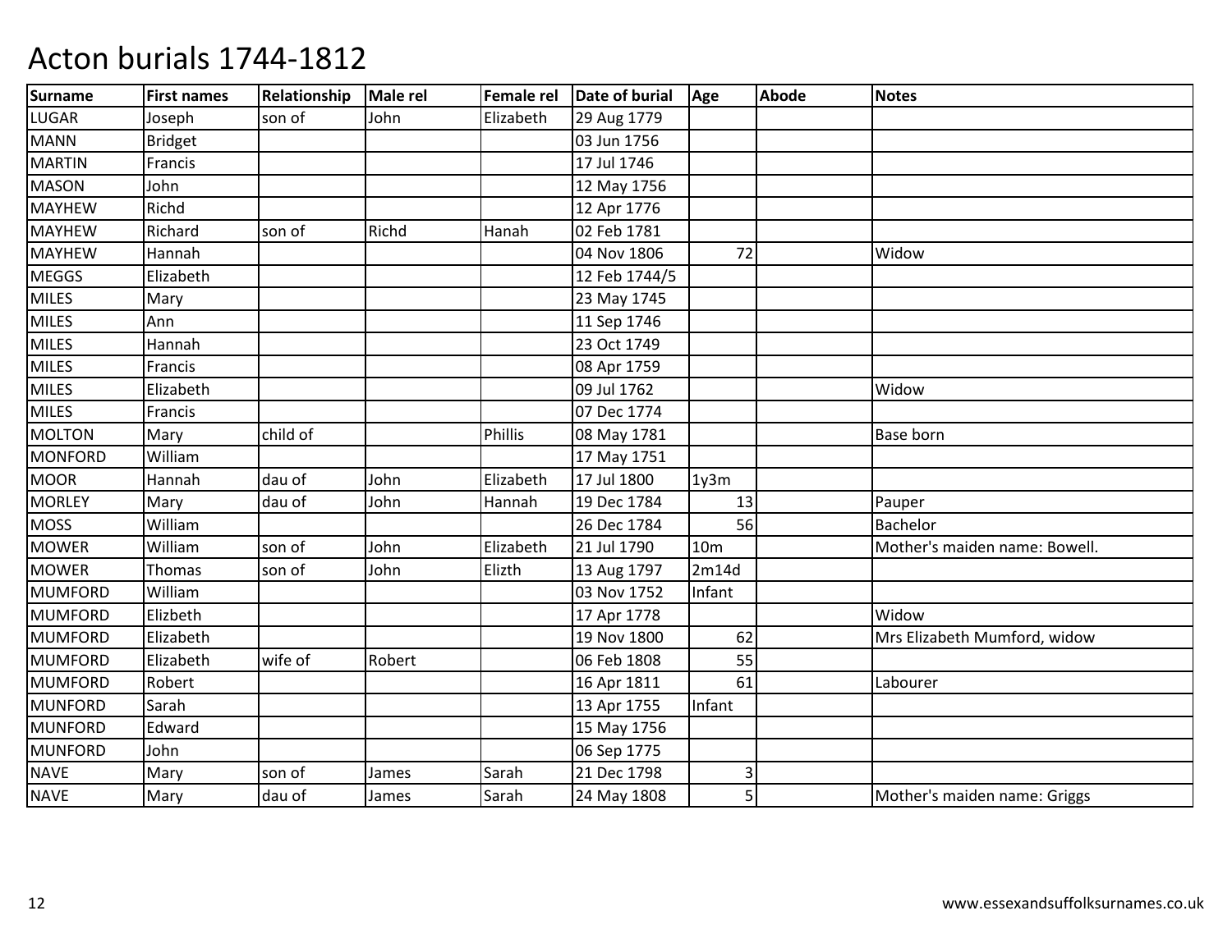# Acton burials 1744-1812

| Surname | First names | Relationship | Male rel | Female rel | Date of burial | Age | Abode | Notes |
|---|---|---|---|---|---|---|---|---|
| LUGAR | Joseph | son of | John | Elizabeth | 29 Aug 1779 | | | |
| MANN | Bridget | | | | 03 Jun 1756 | | | |
| MARTIN | Francis | | | | 17 Jul 1746 | | | |
| MASON | John | | | | 12 May 1756 | | | |
| MAYHEW | Richd | | | | 12 Apr 1776 | | | |
| MAYHEW | Richard | son of | Richd | Hanah | 02 Feb 1781 | | | |
| MAYHEW | Hannah | | | | 04 Nov 1806 | 72 | | Widow |
| MEGGS | Elizabeth | | | | 12 Feb 1744/5 | | | |
| MILES | Mary | | | | 23 May 1745 | | | |
| MILES | Ann | | | | 11 Sep 1746 | | | |
| MILES | Hannah | | | | 23 Oct 1749 | | | |
| MILES | Francis | | | | 08 Apr 1759 | | | |
| MILES | Elizabeth | | | | 09 Jul 1762 | | | Widow |
| MILES | Francis | | | | 07 Dec 1774 | | | |
| MOLTON | Mary | child of | | Phillis | 08 May 1781 | | | Base born |
| MONFORD | William | | | | 17 May 1751 | | | |
| MOOR | Hannah | dau of | John | Elizabeth | 17 Jul 1800 | 1y3m | | |
| MORLEY | Mary | dau of | John | Hannah | 19 Dec 1784 | 13 | | Pauper |
| MOSS | William | | | | 26 Dec 1784 | 56 | | Bachelor |
| MOWER | William | son of | John | Elizabeth | 21 Jul 1790 | 10m | | Mother's maiden name: Bowell. |
| MOWER | Thomas | son of | John | Elizth | 13 Aug 1797 | 2m14d | | |
| MUMFORD | William | | | | 03 Nov 1752 | Infant | | |
| MUMFORD | Elizbeth | | | | 17 Apr 1778 | | | Widow |
| MUMFORD | Elizabeth | | | | 19 Nov 1800 | 62 | | Mrs Elizabeth Mumford, widow |
| MUMFORD | Elizabeth | wife of | Robert | | 06 Feb 1808 | 55 | | |
| MUMFORD | Robert | | | | 16 Apr 1811 | 61 | | Labourer |
| MUNFORD | Sarah | | | | 13 Apr 1755 | Infant | | |
| MUNFORD | Edward | | | | 15 May 1756 | | | |
| MUNFORD | John | | | | 06 Sep 1775 | | | |
| NAVE | Mary | son of | James | Sarah | 21 Dec 1798 | 3 | | |
| NAVE | Mary | dau of | James | Sarah | 24 May 1808 | 5 | | Mother's maiden name: Griggs |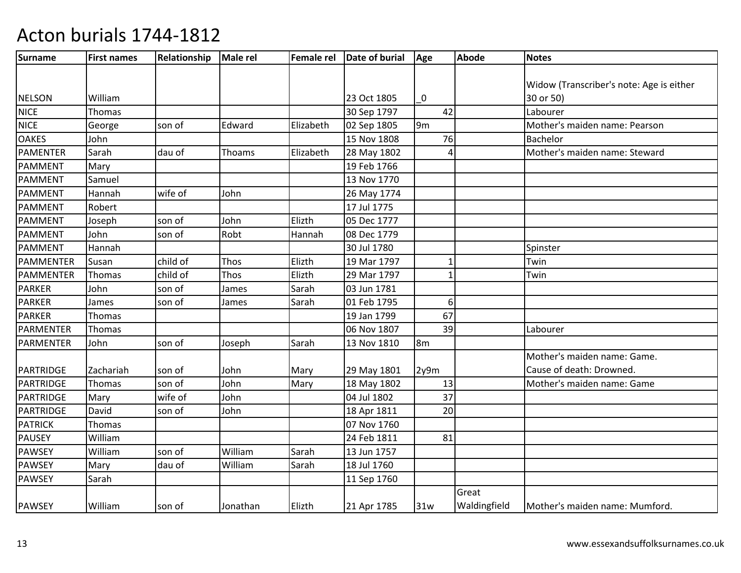# Acton burials 1744-1812

| Surname | First names | Relationship | Male rel | Female rel | Date of burial | Age | Abode | Notes |
|---|---|---|---|---|---|---|---|---|
| NELSON | William | | | | 23 Oct 1805 | _0 | | Widow (Transcriber's note: Age is either 30 or 50) |
| NICE | Thomas | | | | 30 Sep 1797 | 42 | | Labourer |
| NICE | George | son of | Edward | Elizabeth | 02 Sep 1805 | 9m | | Mother's maiden name: Pearson |
| OAKES | John | | | | 15 Nov 1808 | 76 | | Bachelor |
| PAMENTER | Sarah | dau of | Thoams | Elizabeth | 28 May 1802 | 4 | | Mother's maiden name: Steward |
| PAMMENT | Mary | | | | 19 Feb 1766 | | | |
| PAMMENT | Samuel | | | | 13 Nov 1770 | | | |
| PAMMENT | Hannah | wife of | John | | 26 May 1774 | | | |
| PAMMENT | Robert | | | | 17 Jul 1775 | | | |
| PAMMENT | Joseph | son of | John | Elizth | 05 Dec 1777 | | | |
| PAMMENT | John | son of | Robt | Hannah | 08 Dec 1779 | | | |
| PAMMENT | Hannah | | | | 30 Jul 1780 | | | Spinster |
| PAMMENTER | Susan | child of | Thos | Elizth | 19 Mar 1797 | 1 | | Twin |
| PAMMENTER | Thomas | child of | Thos | Elizth | 29 Mar 1797 | 1 | | Twin |
| PARKER | John | son of | James | Sarah | 03 Jun 1781 | | | |
| PARKER | James | son of | James | Sarah | 01 Feb 1795 | 6 | | |
| PARKER | Thomas | | | | 19 Jan 1799 | 67 | | |
| PARMENTER | Thomas | | | | 06 Nov 1807 | 39 | | Labourer |
| PARMENTER | John | son of | Joseph | Sarah | 13 Nov 1810 | 8m | | |
| PARTRIDGE | Zachariah | son of | John | Mary | 29 May 1801 | 2y9m | | Mother's maiden name: Game. Cause of death: Drowned. |
| PARTRIDGE | Thomas | son of | John | Mary | 18 May 1802 | 13 | | Mother's maiden name: Game |
| PARTRIDGE | Mary | wife of | John | | 04 Jul 1802 | 37 | | |
| PARTRIDGE | David | son of | John | | 18 Apr 1811 | 20 | | |
| PATRICK | Thomas | | | | 07 Nov 1760 | | | |
| PAUSEY | William | | | | 24 Feb 1811 | 81 | | |
| PAWSEY | William | son of | William | Sarah | 13 Jun 1757 | | | |
| PAWSEY | Mary | dau of | William | Sarah | 18 Jul 1760 | | | |
| PAWSEY | Sarah | | | | 11 Sep 1760 | | | |
| PAWSEY | William | son of | Jonathan | Elizth | 21 Apr 1785 | 31w | Great Waldingfield | Mother's maiden name: Mumford. |

www.essexandsuffolksurnames.co.uk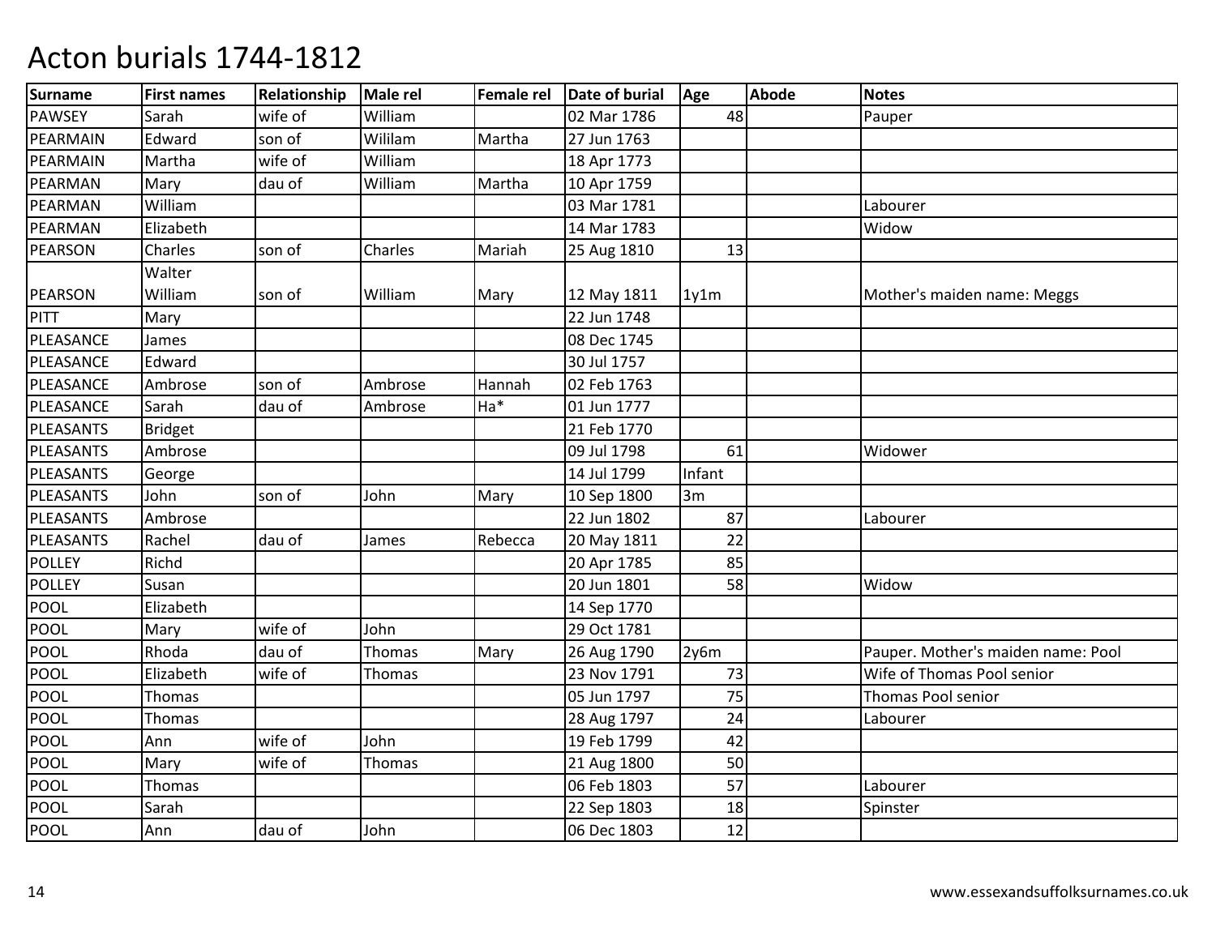# Acton burials 1744-1812

| Surname | First names | Relationship | Male rel | Female rel | Date of burial | Age | Abode | Notes |
|---|---|---|---|---|---|---|---|---|
| PAWSEY | Sarah | wife of | William | | 02 Mar 1786 | 48 | | Pauper |
| PEARMAIN | Edward | son of | Wililam | Martha | 27 Jun 1763 | | | |
| PEARMAIN | Martha | wife of | William | | 18 Apr 1773 | | | |
| PEARMAN | Mary | dau of | William | Martha | 10 Apr 1759 | | | |
| PEARMAN | William | | | | 03 Mar 1781 | | | Labourer |
| PEARMAN | Elizabeth | | | | 14 Mar 1783 | | | Widow |
| PEARSON | Charles | son of | Charles | Mariah | 25 Aug 1810 | 13 | | |
| PEARSON | Walter William | son of | William | Mary | 12 May 1811 | 1y1m | | Mother's maiden name: Meggs |
| PITT | Mary | | | | 22 Jun 1748 | | | |
| PLEASANCE | James | | | | 08 Dec 1745 | | | |
| PLEASANCE | Edward | | | | 30 Jul 1757 | | | |
| PLEASANCE | Ambrose | son of | Ambrose | Hannah | 02 Feb 1763 | | | |
| PLEASANCE | Sarah | dau of | Ambrose | Ha* | 01 Jun 1777 | | | |
| PLEASANTS | Bridget | | | | 21 Feb 1770 | | | |
| PLEASANTS | Ambrose | | | | 09 Jul 1798 | 61 | | Widower |
| PLEASANTS | George | | | | 14 Jul 1799 | Infant | | |
| PLEASANTS | John | son of | John | Mary | 10 Sep 1800 | 3m | | |
| PLEASANTS | Ambrose | | | | 22 Jun 1802 | 87 | | Labourer |
| PLEASANTS | Rachel | dau of | James | Rebecca | 20 May 1811 | 22 | | |
| POLLEY | Richd | | | | 20 Apr 1785 | 85 | | |
| POLLEY | Susan | | | | 20 Jun 1801 | 58 | | Widow |
| POOL | Elizabeth | | | | 14 Sep 1770 | | | |
| POOL | Mary | wife of | John | | 29 Oct 1781 | | | |
| POOL | Rhoda | dau of | Thomas | Mary | 26 Aug 1790 | 2y6m | | Pauper. Mother's maiden name: Pool |
| POOL | Elizabeth | wife of | Thomas | | 23 Nov 1791 | 73 | | Wife of Thomas Pool senior |
| POOL | Thomas | | | | 05 Jun 1797 | 75 | | Thomas Pool senior |
| POOL | Thomas | | | | 28 Aug 1797 | 24 | | Labourer |
| POOL | Ann | wife of | John | | 19 Feb 1799 | 42 | | |
| POOL | Mary | wife of | Thomas | | 21 Aug 1800 | 50 | | |
| POOL | Thomas | | | | 06 Feb 1803 | 57 | | Labourer |
| POOL | Sarah | | | | 22 Sep 1803 | 18 | | Spinster |
| POOL | Ann | dau of | John | | 06 Dec 1803 | 12 | | |

www.essexandsuffolksurnames.co.uk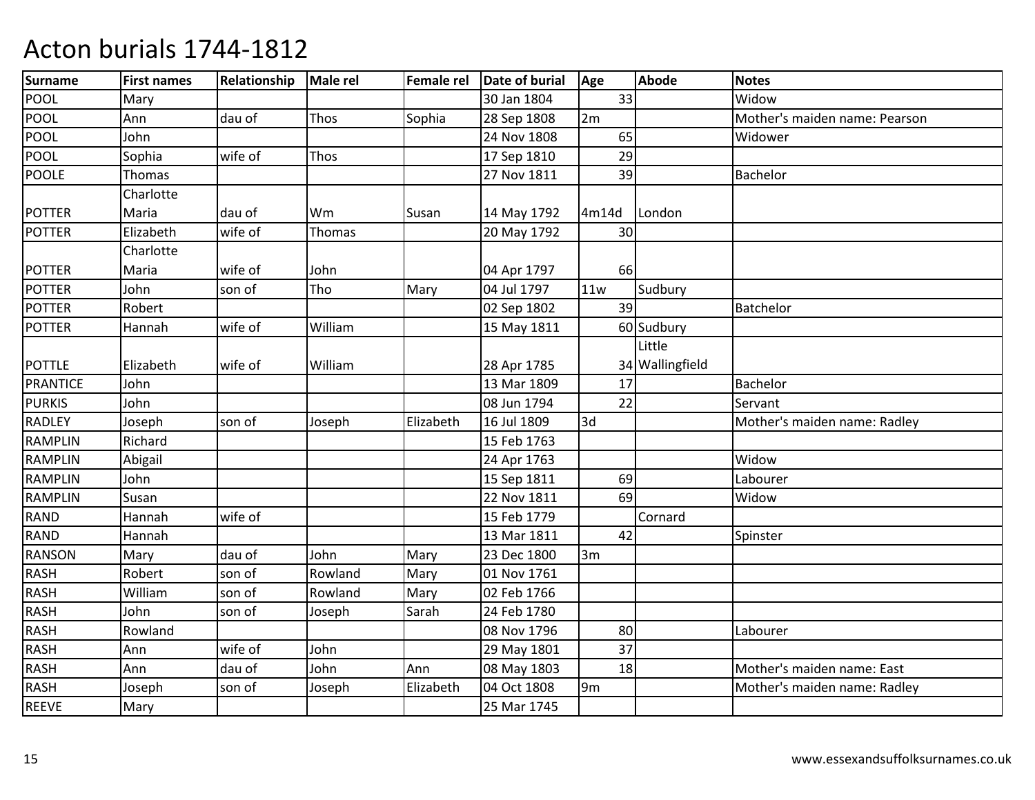# Acton burials 1744-1812

| Surname | First names | Relationship | Male rel | Female rel | Date of burial | Age | Abode | Notes |
|---|---|---|---|---|---|---|---|---|
| POOL | Mary | | | | 30 Jan 1804 | 33 | | Widow |
| POOL | Ann | dau of | Thos | Sophia | 28 Sep 1808 | 2m | | Mother's maiden name: Pearson |
| POOL | John | | | | 24 Nov 1808 | 65 | | Widower |
| POOL | Sophia | wife of | Thos | | 17 Sep 1810 | 29 | | |
| POOLE | Thomas | | | | 27 Nov 1811 | 39 | | Bachelor |
| POTTER | Charlotte Maria | dau of | Wm | Susan | 14 May 1792 | 4m14d | London | |
| POTTER | Elizabeth | wife of | Thomas | | 20 May 1792 | 30 | | |
| POTTER | Charlotte Maria | wife of | John | | 04 Apr 1797 | 66 | | |
| POTTER | John | son of | Tho | Mary | 04 Jul 1797 | 11w | Sudbury | |
| POTTER | Robert | | | | 02 Sep 1802 | 39 | | Batchelor |
| POTTER | Hannah | wife of | William | | 15 May 1811 | 60 | Sudbury | |
| POTTLE | Elizabeth | wife of | William | | 28 Apr 1785 | 34 | Little Wallingfield | |
| PRANTICE | John | | | | 13 Mar 1809 | 17 | | Bachelor |
| PURKIS | John | | | | 08 Jun 1794 | 22 | | Servant |
| RADLEY | Joseph | son of | Joseph | Elizabeth | 16 Jul 1809 | 3d | | Mother's maiden name: Radley |
| RAMPLIN | Richard | | | | 15 Feb 1763 | | | |
| RAMPLIN | Abigail | | | | 24 Apr 1763 | | | Widow |
| RAMPLIN | John | | | | 15 Sep 1811 | 69 | | Labourer |
| RAMPLIN | Susan | | | | 22 Nov 1811 | 69 | | Widow |
| RAND | Hannah | wife of | | | 15 Feb 1779 | | Cornard | |
| RAND | Hannah | | | | 13 Mar 1811 | 42 | | Spinster |
| RANSON | Mary | dau of | John | Mary | 23 Dec 1800 | 3m | | |
| RASH | Robert | son of | Rowland | Mary | 01 Nov 1761 | | | |
| RASH | William | son of | Rowland | Mary | 02 Feb 1766 | | | |
| RASH | John | son of | Joseph | Sarah | 24 Feb 1780 | | | |
| RASH | Rowland | | | | 08 Nov 1796 | 80 | | Labourer |
| RASH | Ann | wife of | John | | 29 May 1801 | 37 | | |
| RASH | Ann | dau of | John | Ann | 08 May 1803 | 18 | | Mother's maiden name: East |
| RASH | Joseph | son of | Joseph | Elizabeth | 04 Oct 1808 | 9m | | Mother's maiden name: Radley |
| REEVE | Mary | | | | 25 Mar 1745 | | | |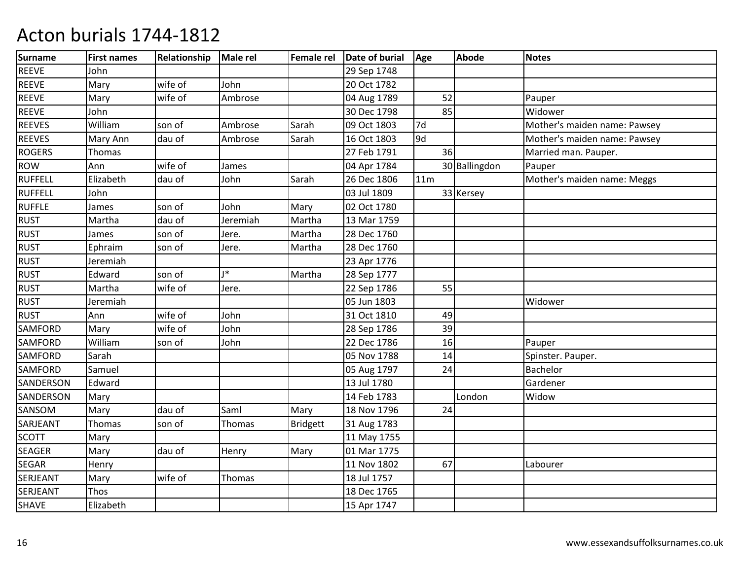# Acton burials 1744-1812

| Surname | First names | Relationship | Male rel | Female rel | Date of burial | Age | Abode | Notes |
|---|---|---|---|---|---|---|---|---|
| REEVE | John | | | | 29 Sep 1748 | | | |
| REEVE | Mary | wife of | John | | 20 Oct 1782 | | | |
| REEVE | Mary | wife of | Ambrose | | 04 Aug 1789 | 52 | | Pauper |
| REEVE | John | | | | 30 Dec 1798 | 85 | | Widower |
| REEVES | William | son of | Ambrose | Sarah | 09 Oct 1803 | 7d | | Mother's maiden name: Pawsey |
| REEVES | Mary Ann | dau of | Ambrose | Sarah | 16 Oct 1803 | 9d | | Mother's maiden name: Pawsey |
| ROGERS | Thomas | | | | 27 Feb 1791 | 36 | | Married man. Pauper. |
| ROW | Ann | wife of | James | | 04 Apr 1784 | 30 | Ballingdon | Pauper |
| RUFFELL | Elizabeth | dau of | John | Sarah | 26 Dec 1806 | 11m | | Mother's maiden name: Meggs |
| RUFFELL | John | | | | 03 Jul 1809 | 33 | Kersey | |
| RUFFLE | James | son of | John | Mary | 02 Oct 1780 | | | |
| RUST | Martha | dau of | Jeremiah | Martha | 13 Mar 1759 | | | |
| RUST | James | son of | Jere. | Martha | 28 Dec 1760 | | | |
| RUST | Ephraim | son of | Jere. | Martha | 28 Dec 1760 | | | |
| RUST | Jeremiah | | | | 23 Apr 1776 | | | |
| RUST | Edward | son of | J* | Martha | 28 Sep 1777 | | | |
| RUST | Martha | wife of | Jere. | | 22 Sep 1786 | 55 | | |
| RUST | Jeremiah | | | | 05 Jun 1803 | | | Widower |
| RUST | Ann | wife of | John | | 31 Oct 1810 | 49 | | |
| SAMFORD | Mary | wife of | John | | 28 Sep 1786 | 39 | | |
| SAMFORD | William | son of | John | | 22 Dec 1786 | 16 | | Pauper |
| SAMFORD | Sarah | | | | 05 Nov 1788 | 14 | | Spinster. Pauper. |
| SAMFORD | Samuel | | | | 05 Aug 1797 | 24 | | Bachelor |
| SANDERSON | Edward | | | | 13 Jul 1780 | | | Gardener |
| SANDERSON | Mary | | | | 14 Feb 1783 | | London | Widow |
| SANSOM | Mary | dau of | Saml | Mary | 18 Nov 1796 | 24 | | |
| SARJEANT | Thomas | son of | Thomas | Bridgett | 31 Aug 1783 | | | |
| SCOTT | Mary | | | | 11 May 1755 | | | |
| SEAGER | Mary | dau of | Henry | Mary | 01 Mar 1775 | | | |
| SEGAR | Henry | | | | 11 Nov 1802 | 67 | | Labourer |
| SERJEANT | Mary | wife of | Thomas | | 18 Jul 1757 | | | |
| SERJEANT | Thos | | | | 18 Dec 1765 | | | |
| SHAVE | Elizabeth | | | | 15 Apr 1747 | | | |

www.essexandsuffolksurnames.co.uk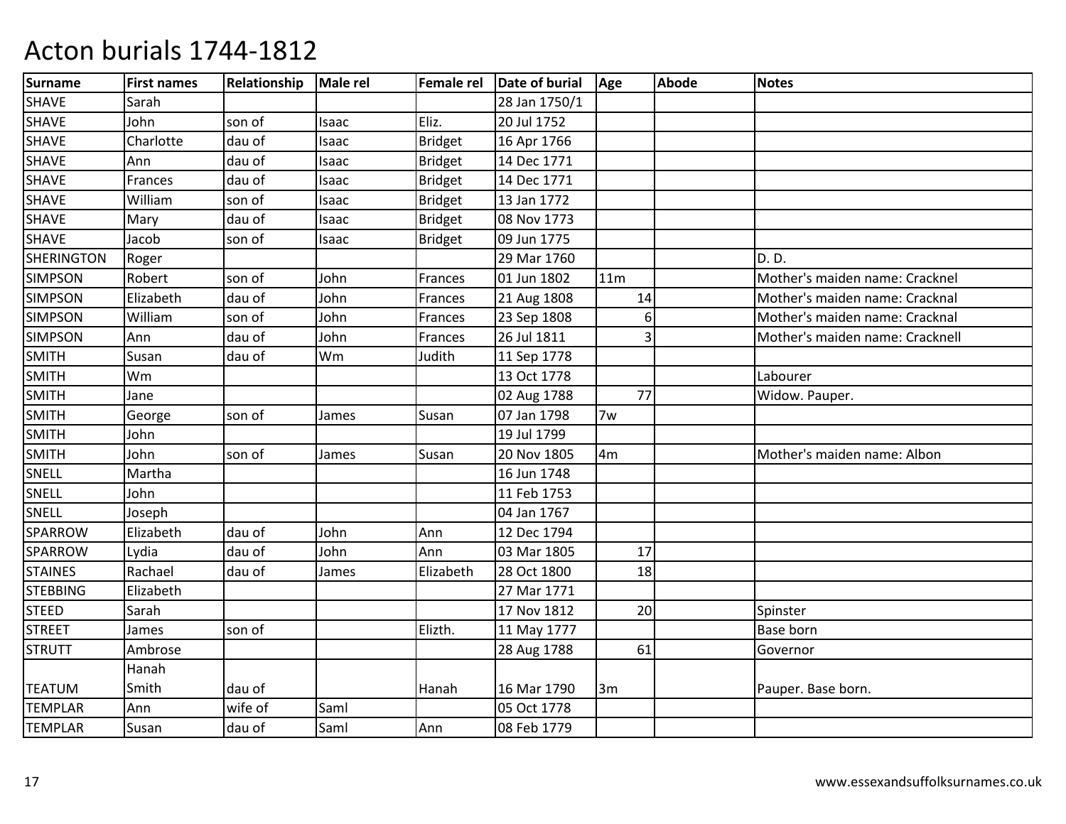# Acton burials 1744-1812

| Surname | First names | Relationship | Male rel | Female rel | Date of burial | Age | Abode | Notes |
|---|---|---|---|---|---|---|---|---|
| SHAVE | Sarah | | | | 28 Jan 1750/1 | | | |
| SHAVE | John | son of | Isaac | Eliz. | 20 Jul 1752 | | | |
| SHAVE | Charlotte | dau of | Isaac | Bridget | 16 Apr 1766 | | | |
| SHAVE | Ann | dau of | Isaac | Bridget | 14 Dec 1771 | | | |
| SHAVE | Frances | dau of | Isaac | Bridget | 14 Dec 1771 | | | |
| SHAVE | William | son of | Isaac | Bridget | 13 Jan 1772 | | | |
| SHAVE | Mary | dau of | Isaac | Bridget | 08 Nov 1773 | | | |
| SHAVE | Jacob | son of | Isaac | Bridget | 09 Jun 1775 | | | |
| SHERINGTON | Roger | | | | 29 Mar 1760 | | | D. D. |
| SIMPSON | Robert | son of | John | Frances | 01 Jun 1802 | 11m | | Mother's maiden name: Cracknel |
| SIMPSON | Elizabeth | dau of | John | Frances | 21 Aug 1808 | 14 | | Mother's maiden name: Cracknal |
| SIMPSON | William | son of | John | Frances | 23 Sep 1808 | 6 | | Mother's maiden name: Cracknal |
| SIMPSON | Ann | dau of | John | Frances | 26 Jul 1811 | 3 | | Mother's maiden name: Cracknell |
| SMITH | Susan | dau of | Wm | Judith | 11 Sep 1778 | | | |
| SMITH | Wm | | | | 13 Oct 1778 | | | Labourer |
| SMITH | Jane | | | | 02 Aug 1788 | 77 | | Widow. Pauper. |
| SMITH | George | son of | James | Susan | 07 Jan 1798 | 7w | | |
| SMITH | John | | | | 19 Jul 1799 | | | |
| SMITH | John | son of | James | Susan | 20 Nov 1805 | 4m | | Mother's maiden name: Albon |
| SNELL | Martha | | | | 16 Jun 1748 | | | |
| SNELL | John | | | | 11 Feb 1753 | | | |
| SNELL | Joseph | | | | 04 Jan 1767 | | | |
| SPARROW | Elizabeth | dau of | John | Ann | 12 Dec 1794 | | | |
| SPARROW | Lydia | dau of | John | Ann | 03 Mar 1805 | 17 | | |
| STAINES | Rachael | dau of | James | Elizabeth | 28 Oct 1800 | 18 | | |
| STEBBING | Elizabeth | | | | 27 Mar 1771 | | | |
| STEED | Sarah | | | | 17 Nov 1812 | 20 | | Spinster |
| STREET | James | son of | | Elizth. | 11 May 1777 | | | Base born |
| STRUTT | Ambrose | | | | 28 Aug 1788 | 61 | | Governor |
| TEATUM | Hanah Smith | dau of | | Hanah | 16 Mar 1790 | 3m | | Pauper. Base born. |
| TEMPLAR | Ann | wife of | Saml | | 05 Oct 1778 | | | |
| TEMPLAR | Susan | dau of | Saml | Ann | 08 Feb 1779 | | | |

www.essexandsuffolksurnames.co.uk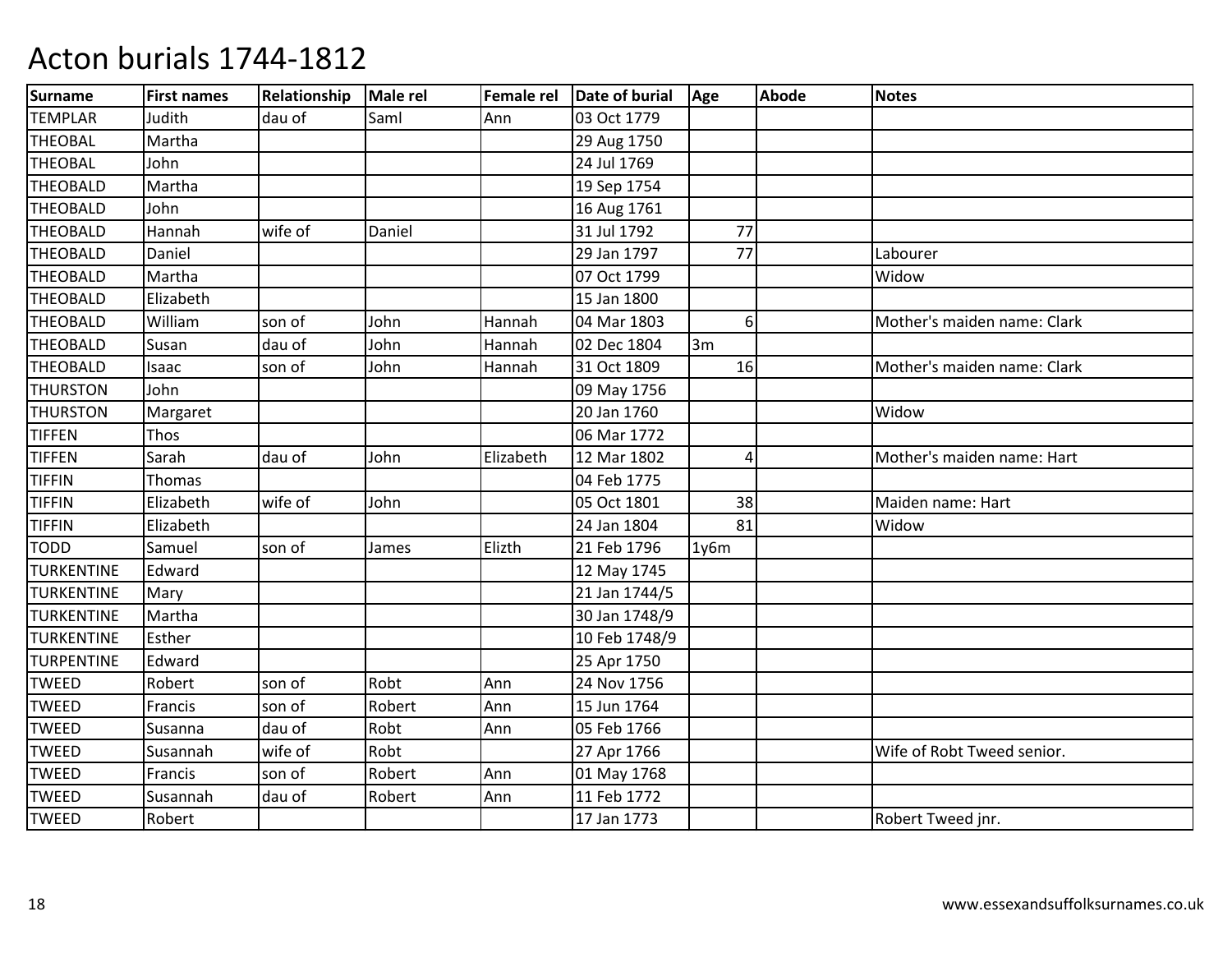# Acton burials 1744-1812

| Surname | First names | Relationship | Male rel | Female rel | Date of burial | Age | Abode | Notes |
|---|---|---|---|---|---|---|---|---|
| TEMPLAR | Judith | dau of | Saml | Ann | 03 Oct 1779 | | | |
| THEOBAL | Martha | | | | 29 Aug 1750 | | | |
| THEOBAL | John | | | | 24 Jul 1769 | | | |
| THEOBALD | Martha | | | | 19 Sep 1754 | | | |
| THEOBALD | John | | | | 16 Aug 1761 | | | |
| THEOBALD | Hannah | wife of | Daniel | | 31 Jul 1792 | 77 | | |
| THEOBALD | Daniel | | | | 29 Jan 1797 | 77 | | Labourer |
| THEOBALD | Martha | | | | 07 Oct 1799 | | | Widow |
| THEOBALD | Elizabeth | | | | 15 Jan 1800 | | | |
| THEOBALD | William | son of | John | Hannah | 04 Mar 1803 | 6 | | Mother's maiden name: Clark |
| THEOBALD | Susan | dau of | John | Hannah | 02 Dec 1804 | 3m | | |
| THEOBALD | Isaac | son of | John | Hannah | 31 Oct 1809 | 16 | | Mother's maiden name: Clark |
| THURSTON | John | | | | 09 May 1756 | | | |
| THURSTON | Margaret | | | | 20 Jan 1760 | | | Widow |
| TIFFEN | Thos | | | | 06 Mar 1772 | | | |
| TIFFEN | Sarah | dau of | John | Elizabeth | 12 Mar 1802 | 4 | | Mother's maiden name: Hart |
| TIFFIN | Thomas | | | | 04 Feb 1775 | | | |
| TIFFIN | Elizabeth | wife of | John | | 05 Oct 1801 | 38 | | Maiden name: Hart |
| TIFFIN | Elizabeth | | | | 24 Jan 1804 | 81 | | Widow |
| TODD | Samuel | son of | James | Elizth | 21 Feb 1796 | 1y6m | | |
| TURKENTINE | Edward | | | | 12 May 1745 | | | |
| TURKENTINE | Mary | | | | 21 Jan 1744/5 | | | |
| TURKENTINE | Martha | | | | 30 Jan 1748/9 | | | |
| TURKENTINE | Esther | | | | 10 Feb 1748/9 | | | |
| TURPENTINE | Edward | | | | 25 Apr 1750 | | | |
| TWEED | Robert | son of | Robt | Ann | 24 Nov 1756 | | | |
| TWEED | Francis | son of | Robert | Ann | 15 Jun 1764 | | | |
| TWEED | Susanna | dau of | Robt | Ann | 05 Feb 1766 | | | |
| TWEED | Susannah | wife of | Robt | | 27 Apr 1766 | | | Wife of Robt Tweed senior. |
| TWEED | Francis | son of | Robert | Ann | 01 May 1768 | | | |
| TWEED | Susannah | dau of | Robert | Ann | 11 Feb 1772 | | | |
| TWEED | Robert | | | | 17 Jan 1773 | | | Robert Tweed jnr. |

www.essexandsuffolksurnames.co.uk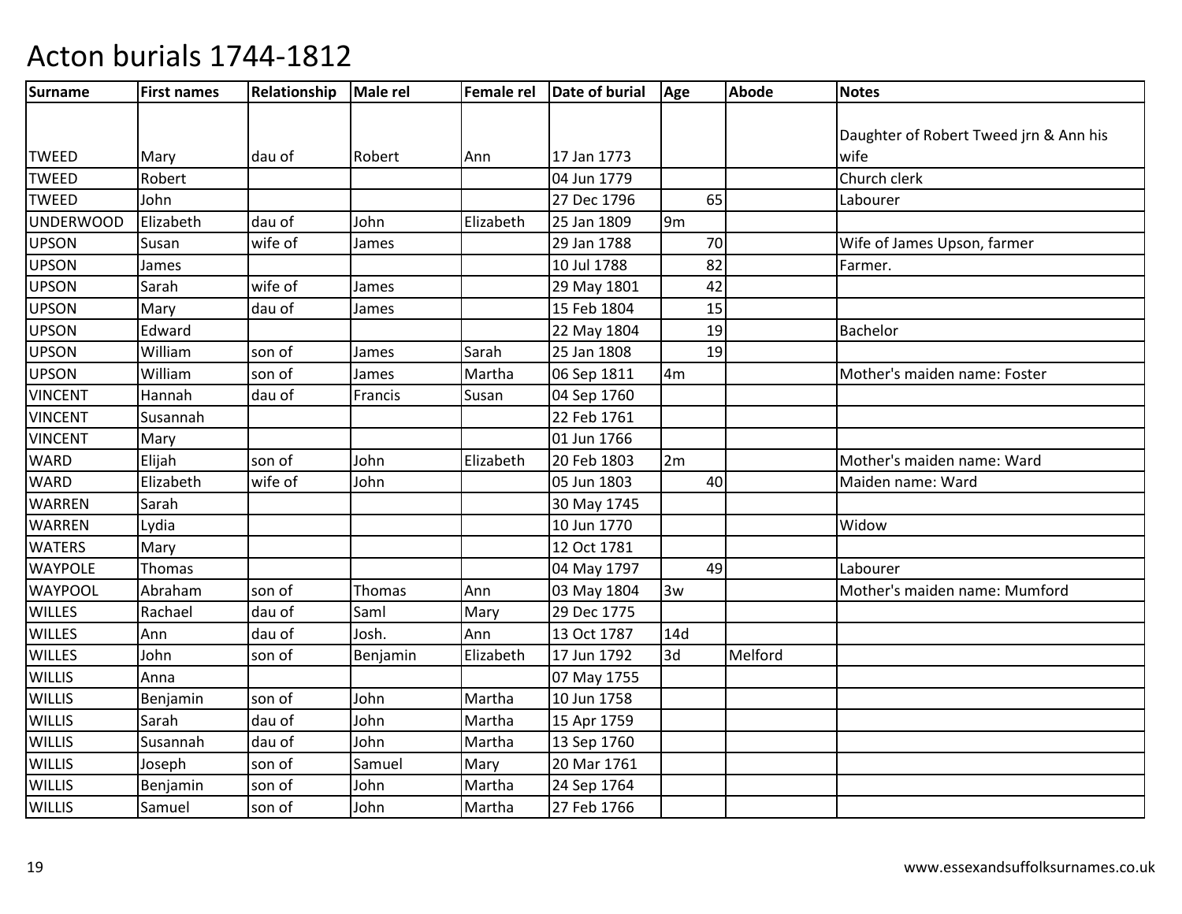# Acton burials 1744-1812

| Surname | First names | Relationship | Male rel | Female rel | Date of burial | Age | Abode | Notes |
|---|---|---|---|---|---|---|---|---|
| TWEED | Mary | dau of | Robert | Ann | 17 Jan 1773 | | | Daughter of Robert Tweed jrn & Ann his wife |
| TWEED | Robert | | | | 04 Jun 1779 | | | Church clerk |
| TWEED | John | | | | 27 Dec 1796 | 65 | | Labourer |
| UNDERWOOD | Elizabeth | dau of | John | Elizabeth | 25 Jan 1809 | 9m | | |
| UPSON | Susan | wife of | James | | 29 Jan 1788 | 70 | | Wife of James Upson, farmer |
| UPSON | James | | | | 10 Jul 1788 | 82 | | Farmer. |
| UPSON | Sarah | wife of | James | | 29 May 1801 | 42 | | |
| UPSON | Mary | dau of | James | | 15 Feb 1804 | 15 | | |
| UPSON | Edward | | | | 22 May 1804 | 19 | | Bachelor |
| UPSON | William | son of | James | Sarah | 25 Jan 1808 | 19 | | |
| UPSON | William | son of | James | Martha | 06 Sep 1811 | 4m | | Mother's maiden name: Foster |
| VINCENT | Hannah | dau of | Francis | Susan | 04 Sep 1760 | | | |
| VINCENT | Susannah | | | | 22 Feb 1761 | | | |
| VINCENT | Mary | | | | 01 Jun 1766 | | | |
| WARD | Elijah | son of | John | Elizabeth | 20 Feb 1803 | 2m | | Mother's maiden name: Ward |
| WARD | Elizabeth | wife of | John | | 05 Jun 1803 | 40 | | Maiden name: Ward |
| WARREN | Sarah | | | | 30 May 1745 | | | |
| WARREN | Lydia | | | | 10 Jun 1770 | | | Widow |
| WATERS | Mary | | | | 12 Oct 1781 | | | |
| WAYPOLE | Thomas | | | | 04 May 1797 | 49 | | Labourer |
| WAYPOOL | Abraham | son of | Thomas | Ann | 03 May 1804 | 3w | | Mother's maiden name: Mumford |
| WILLES | Rachael | dau of | Saml | Mary | 29 Dec 1775 | | | |
| WILLES | Ann | dau of | Josh. | Ann | 13 Oct 1787 | 14d | | |
| WILLES | John | son of | Benjamin | Elizabeth | 17 Jun 1792 | 3d | Melford | |
| WILLIS | Anna | | | | 07 May 1755 | | | |
| WILLIS | Benjamin | son of | John | Martha | 10 Jun 1758 | | | |
| WILLIS | Sarah | dau of | John | Martha | 15 Apr 1759 | | | |
| WILLIS | Susannah | dau of | John | Martha | 13 Sep 1760 | | | |
| WILLIS | Joseph | son of | Samuel | Mary | 20 Mar 1761 | | | |
| WILLIS | Benjamin | son of | John | Martha | 24 Sep 1764 | | | |
| WILLIS | Samuel | son of | John | Martha | 27 Feb 1766 | | | |

www.essexandsuffolksurnames.co.uk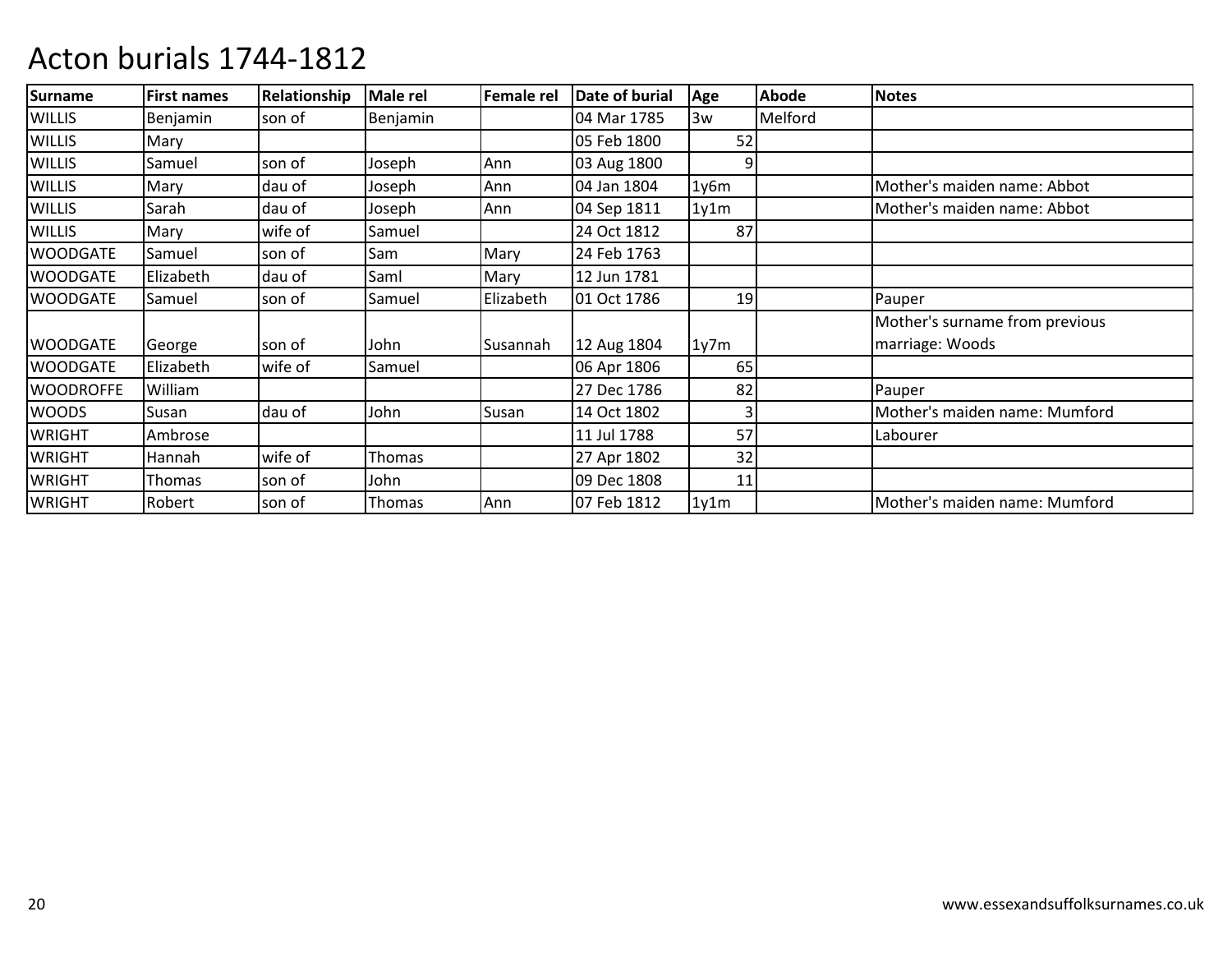# Acton burials 1744-1812

| Surname | First names | Relationship | Male rel | Female rel | Date of burial | Age | Abode | Notes |
|---|---|---|---|---|---|---|---|---|
| WILLIS | Benjamin | son of | Benjamin | | 04 Mar 1785 | 3w | Melford | |
| WILLIS | Mary | | | | 05 Feb 1800 | 52 | | |
| WILLIS | Samuel | son of | Joseph | Ann | 03 Aug 1800 | 9 | | |
| WILLIS | Mary | dau of | Joseph | Ann | 04 Jan 1804 | 1y6m | | Mother's maiden name: Abbot |
| WILLIS | Sarah | dau of | Joseph | Ann | 04 Sep 1811 | 1y1m | | Mother's maiden name: Abbot |
| WILLIS | Mary | wife of | Samuel | | 24 Oct 1812 | 87 | | |
| WOODGATE | Samuel | son of | Sam | Mary | 24 Feb 1763 | | | |
| WOODGATE | Elizabeth | dau of | Saml | Mary | 12 Jun 1781 | | | |
| WOODGATE | Samuel | son of | Samuel | Elizabeth | 01 Oct 1786 | 19 | | Pauper |
| WOODGATE | George | son of | John | Susannah | 12 Aug 1804 | 1y7m | | Mother's surname from previous marriage: Woods |
| WOODGATE | Elizabeth | wife of | Samuel | | 06 Apr 1806 | 65 | | |
| WOODROFFE | William | | | | 27 Dec 1786 | 82 | | Pauper |
| WOODS | Susan | dau of | John | Susan | 14 Oct 1802 | 3 | | Mother's maiden name: Mumford |
| WRIGHT | Ambrose | | | | 11 Jul 1788 | 57 | | Labourer |
| WRIGHT | Hannah | wife of | Thomas | | 27 Apr 1802 | 32 | | |
| WRIGHT | Thomas | son of | John | | 09 Dec 1808 | 11 | | |
| WRIGHT | Robert | son of | Thomas | Ann | 07 Feb 1812 | 1y1m | | Mother's maiden name: Mumford |

www.essexandsuffolksurnames.co.uk